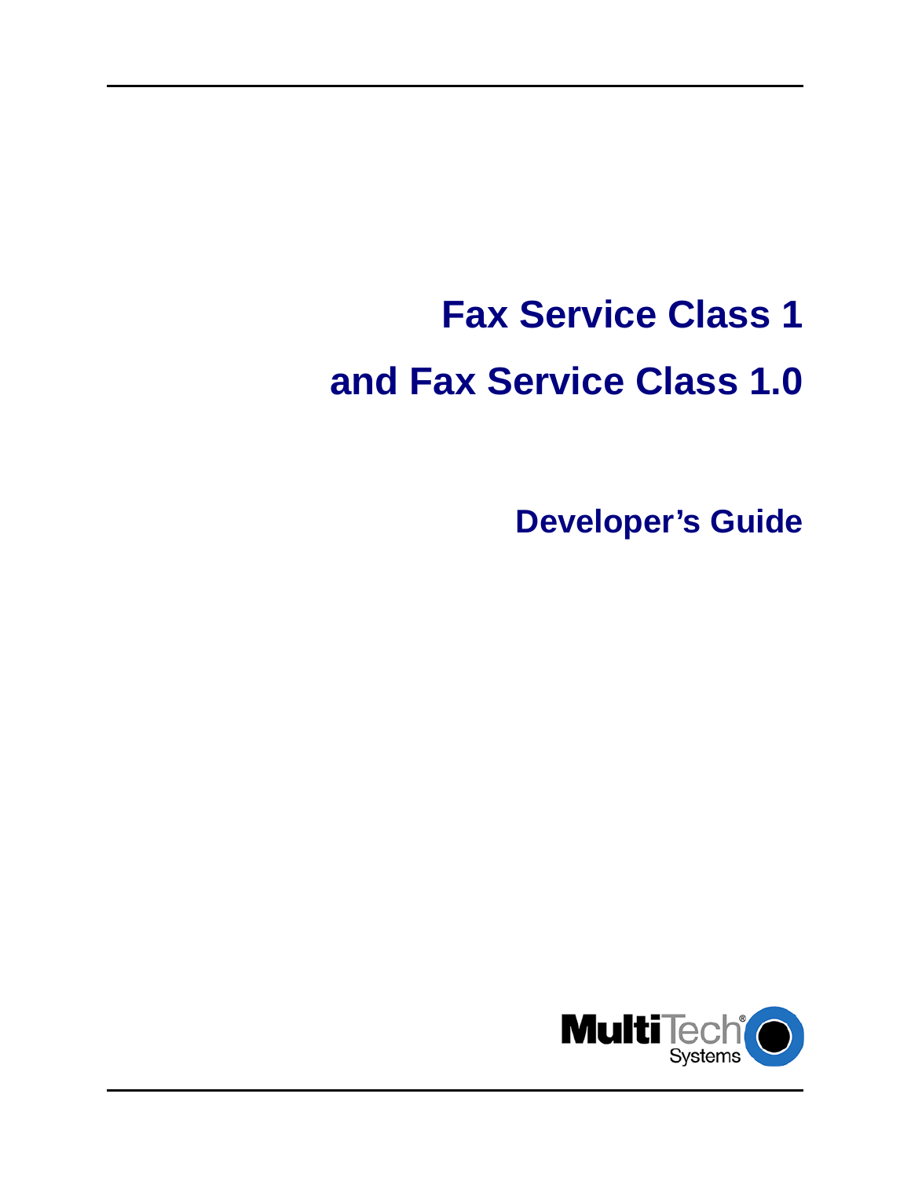# Fax Service Class 1

# and Fax Service Class 1.0

## Developer's Guide

MultiTech Systems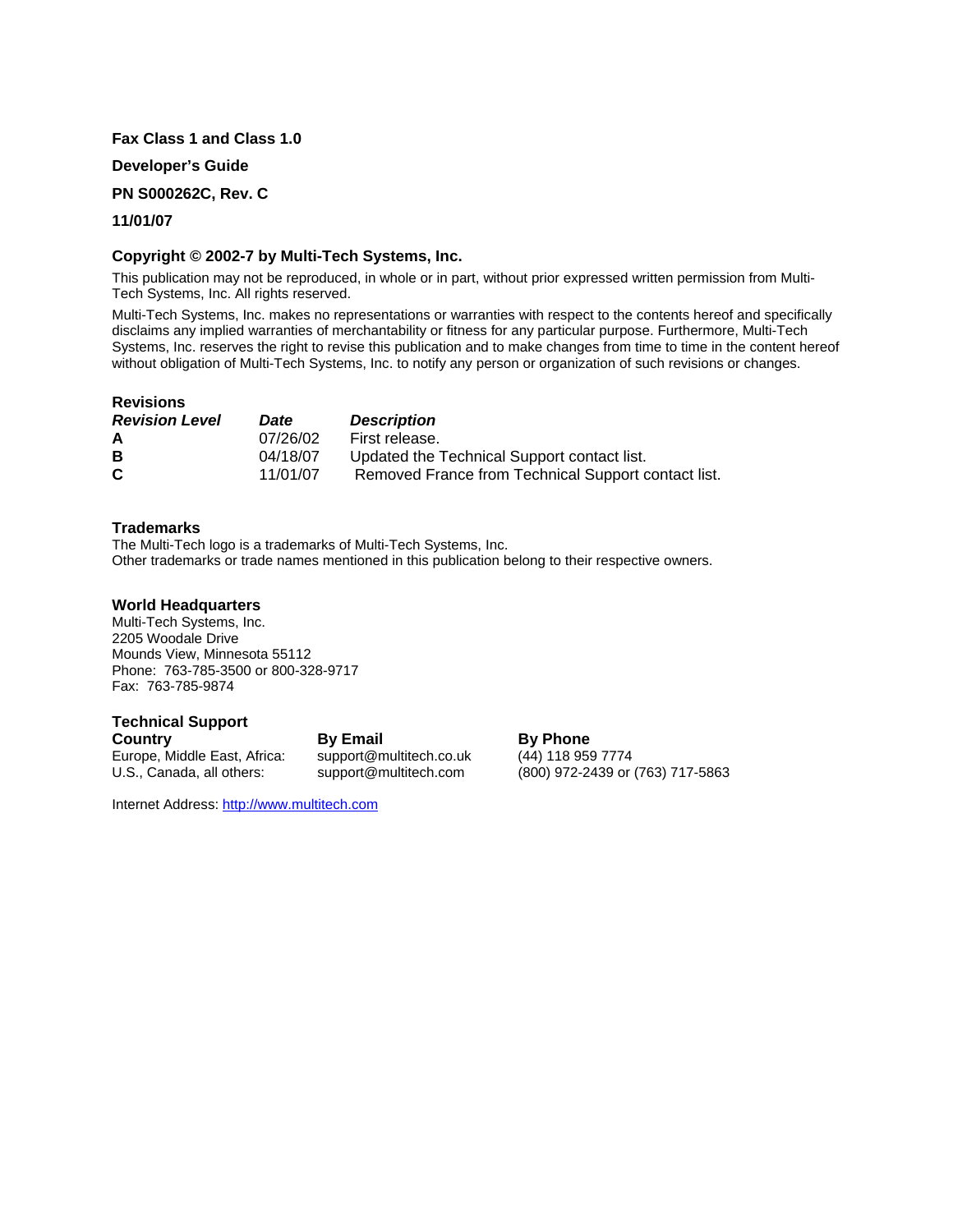**Fax Class 1 and Class 1.0**

**Developer's Guide**

**PN S000262C, Rev. C**

**11/01/07**

**Copyright © 2002-7 by Multi-Tech Systems, Inc.**

This publication may not be reproduced, in whole or in part, without prior expressed written permission from Multi-Tech Systems, Inc. All rights reserved.

Multi-Tech Systems, Inc. makes no representations or warranties with respect to the contents hereof and specifically disclaims any implied warranties of merchantability or fitness for any particular purpose. Furthermore, Multi-Tech Systems, Inc. reserves the right to revise this publication and to make changes from time to time in the content hereof without obligation of Multi-Tech Systems, Inc. to notify any person or organization of such revisions or changes.

**Revisions**

| ***Revision Level*** | ***Date*** | ***Description*** |
|---|---|---|
| **A** | 07/26/02 | First release. |
| **B** | 04/18/07 | Updated the Technical Support contact list. |
| **C** | 11/01/07 | Removed France from Technical Support contact list. |

**Trademarks**

The Multi-Tech logo is a trademarks of Multi-Tech Systems, Inc.
Other trademarks or trade names mentioned in this publication belong to their respective owners.

**World Headquarters**

Multi-Tech Systems, Inc.
2205 Woodale Drive
Mounds View, Minnesota 55112
Phone: 763-785-3500 or 800-328-9717
Fax: 763-785-9874

**Technical Support**

| **Country** | **By Email** | **By Phone** |
|---|---|---|
| Europe, Middle East, Africa: | support@multitech.co.uk | (44) 118 959 7774 |
| U.S., Canada, all others: | support@multitech.com | (800) 972-2439 or (763) 717-5863 |

Internet Address: http://www.multitech.com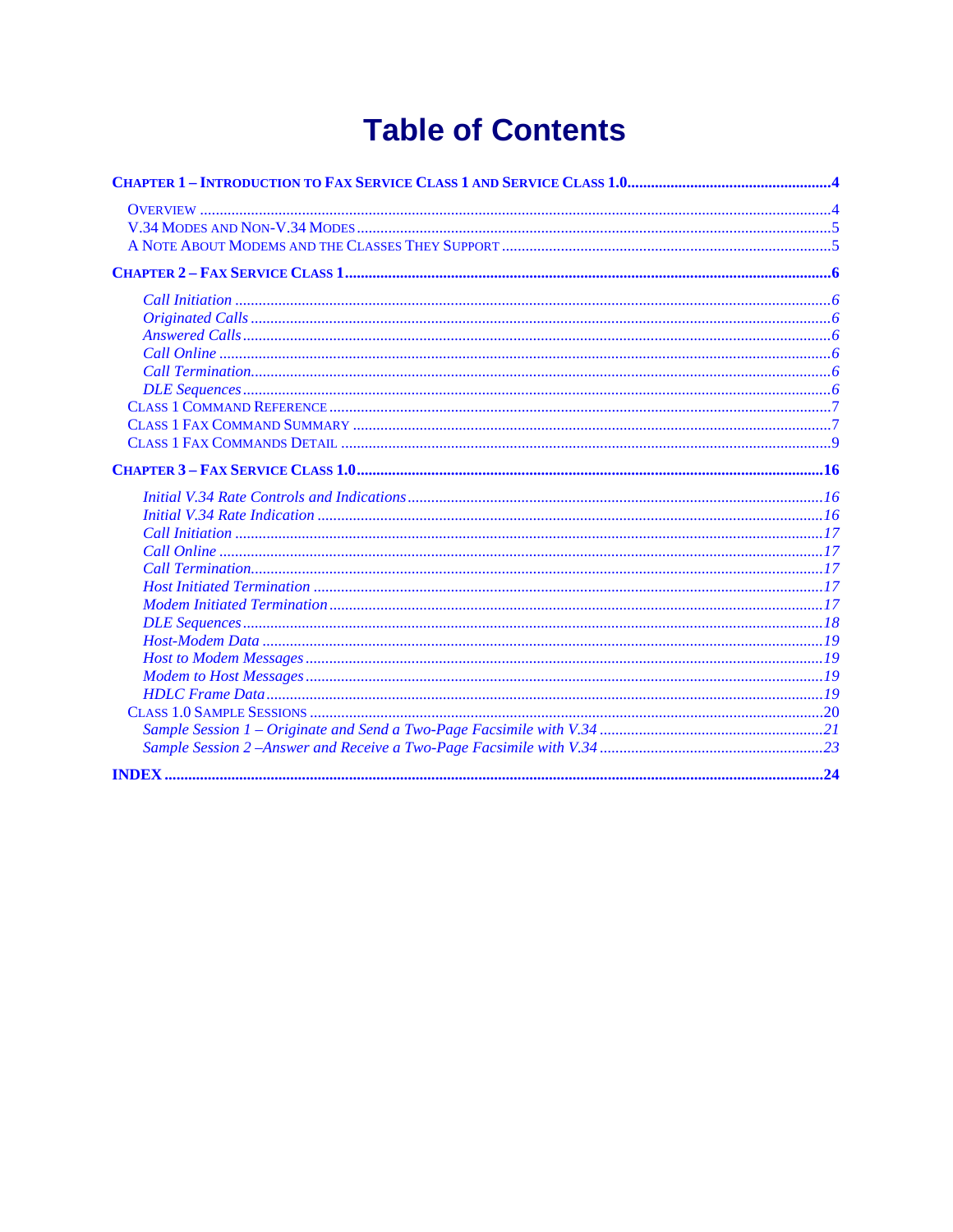# Table of Contents

**CHAPTER 1 – INTRODUCTION TO FAX SERVICE CLASS 1 AND SERVICE CLASS 1.0** .......... 4

- OVERVIEW .......... 4
- V.34 MODES AND NON-V.34 MODES .......... 5
- A NOTE ABOUT MODEMS AND THE CLASSES THEY SUPPORT .......... 5

**CHAPTER 2 – FAX SERVICE CLASS 1** .......... 6

- *Call Initiation* .......... 6
- *Originated Calls* .......... 6
- *Answered Calls* .......... 6
- *Call Online* .......... 6
- *Call Termination* .......... 6
- *DLE Sequences* .......... 6
- CLASS 1 COMMAND REFERENCE .......... 7
- CLASS 1 FAX COMMAND SUMMARY .......... 7
- CLASS 1 FAX COMMANDS DETAIL .......... 9

**CHAPTER 3 – FAX SERVICE CLASS 1.0** .......... 16

- *Initial V.34 Rate Controls and Indications* .......... 16
- *Initial V.34 Rate Indication* .......... 16
- *Call Initiation* .......... 17
- *Call Online* .......... 17
- *Call Termination* .......... 17
- *Host Initiated Termination* .......... 17
- *Modem Initiated Termination* .......... 17
- *DLE Sequences* .......... 18
- *Host-Modem Data* .......... 19
- *Host to Modem Messages* .......... 19
- *Modem to Host Messages* .......... 19
- *HDLC Frame Data* .......... 19
- CLASS 1.0 SAMPLE SESSIONS .......... 20
- *Sample Session 1 – Originate and Send a Two-Page Facsimile with V.34* .......... 21
- *Sample Session 2 –Answer and Receive a Two-Page Facsimile with V.34* .......... 23

**INDEX** .......... 24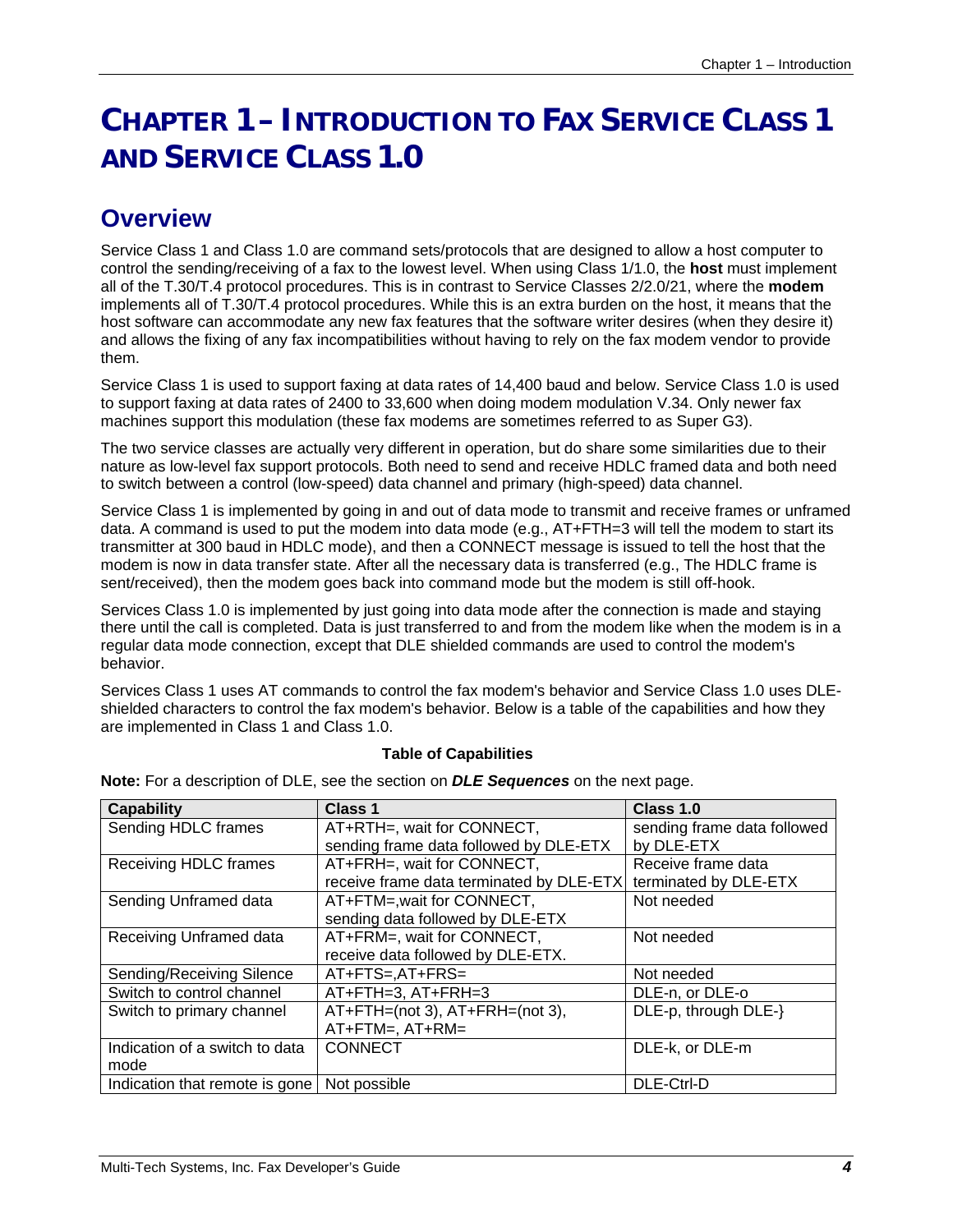# CHAPTER 1 – INTRODUCTION TO FAX SERVICE CLASS 1 AND SERVICE CLASS 1.0

## Overview

Service Class 1 and Class 1.0 are command sets/protocols that are designed to allow a host computer to control the sending/receiving of a fax to the lowest level. When using Class 1/1.0, the **host** must implement all of the T.30/T.4 protocol procedures. This is in contrast to Service Classes 2/2.0/21, where the **modem** implements all of T.30/T.4 protocol procedures. While this is an extra burden on the host, it means that the host software can accommodate any new fax features that the software writer desires (when they desire it) and allows the fixing of any fax incompatibilities without having to rely on the fax modem vendor to provide them.

Service Class 1 is used to support faxing at data rates of 14,400 baud and below. Service Class 1.0 is used to support faxing at data rates of 2400 to 33,600 when doing modem modulation V.34. Only newer fax machines support this modulation (these fax modems are sometimes referred to as Super G3).

The two service classes are actually very different in operation, but do share some similarities due to their nature as low-level fax support protocols. Both need to send and receive HDLC framed data and both need to switch between a control (low-speed) data channel and primary (high-speed) data channel.

Service Class 1 is implemented by going in and out of data mode to transmit and receive frames or unframed data. A command is used to put the modem into data mode (e.g., AT+FTH=3 will tell the modem to start its transmitter at 300 baud in HDLC mode), and then a CONNECT message is issued to tell the host that the modem is now in data transfer state. After all the necessary data is transferred (e.g., The HDLC frame is sent/received), then the modem goes back into command mode but the modem is still off-hook.

Services Class 1.0 is implemented by just going into data mode after the connection is made and staying there until the call is completed. Data is just transferred to and from the modem like when the modem is in a regular data mode connection, except that DLE shielded commands are used to control the modem's behavior.

Services Class 1 uses AT commands to control the fax modem's behavior and Service Class 1.0 uses DLE-shielded characters to control the fax modem's behavior. Below is a table of the capabilities and how they are implemented in Class 1 and Class 1.0.

**Table of Capabilities**

**Note:** For a description of DLE, see the section on ***DLE Sequences*** on the next page.

| Capability | Class 1 | Class 1.0 |
|---|---|---|
| Sending HDLC frames | AT+RTH=, wait for CONNECT, sending frame data followed by DLE-ETX | sending frame data followed by DLE-ETX |
| Receiving HDLC frames | AT+FRH=, wait for CONNECT, receive frame data terminated by DLE-ETX | Receive frame data terminated by DLE-ETX |
| Sending Unframed data | AT+FTM=,wait for CONNECT, sending data followed by DLE-ETX | Not needed |
| Receiving Unframed data | AT+FRM=, wait for CONNECT, receive data followed by DLE-ETX. | Not needed |
| Sending/Receiving Silence | AT+FTS=,AT+FRS= | Not needed |
| Switch to control channel | AT+FTH=3, AT+FRH=3 | DLE-n, or DLE-o |
| Switch to primary channel | AT+FTH=(not 3), AT+FRH=(not 3), AT+FTM=, AT+RM= | DLE-p, through DLE-} |
| Indication of a switch to data mode | CONNECT | DLE-k, or DLE-m |
| Indication that remote is gone | Not possible | DLE-Ctrl-D |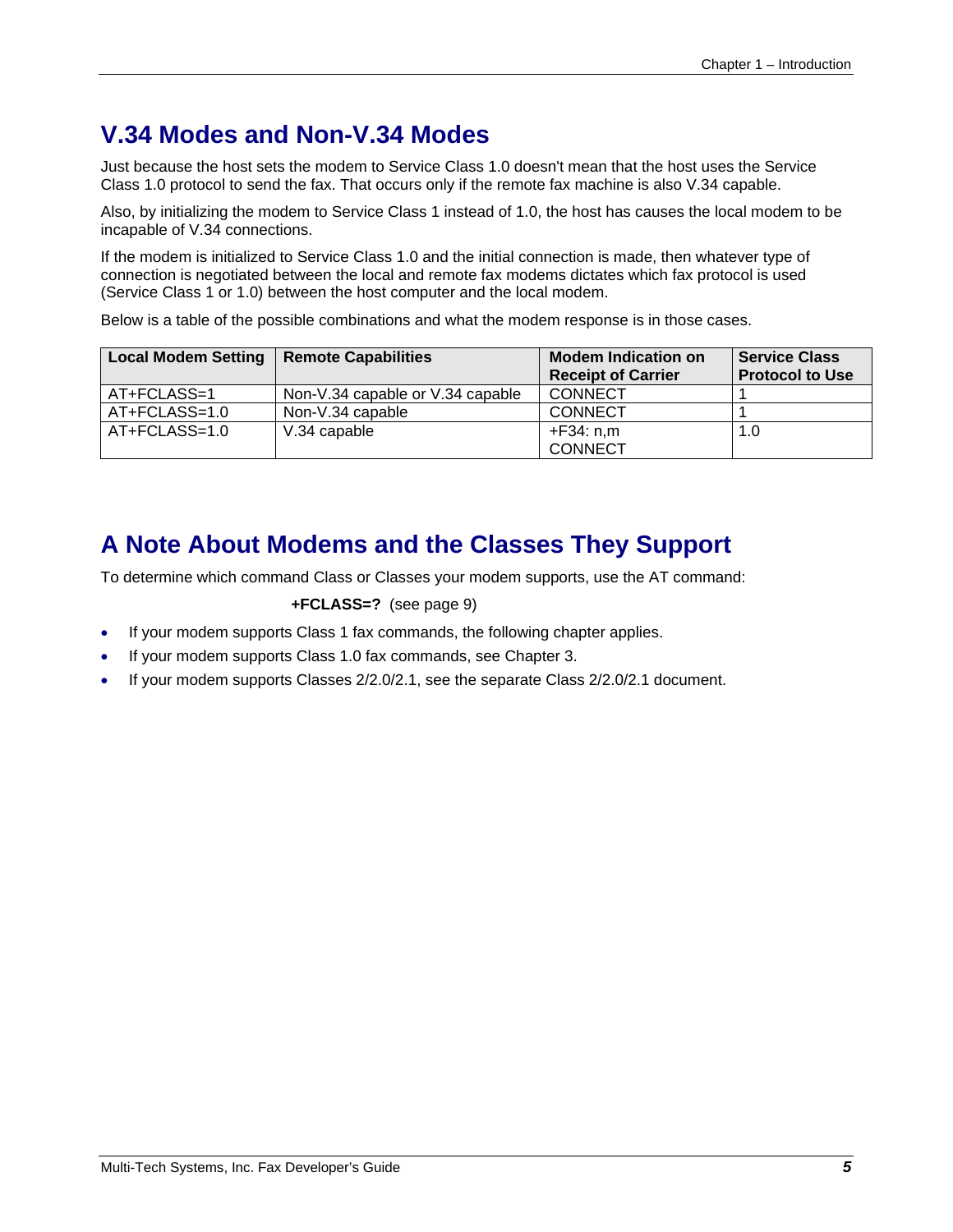## V.34 Modes and Non-V.34 Modes

Just because the host sets the modem to Service Class 1.0 doesn't mean that the host uses the Service Class 1.0 protocol to send the fax. That occurs only if the remote fax machine is also V.34 capable.

Also, by initializing the modem to Service Class 1 instead of 1.0, the host has causes the local modem to be incapable of V.34 connections.

If the modem is initialized to Service Class 1.0 and the initial connection is made, then whatever type of connection is negotiated between the local and remote fax modems dictates which fax protocol is used (Service Class 1 or 1.0) between the host computer and the local modem.

Below is a table of the possible combinations and what the modem response is in those cases.

| Local Modem Setting | Remote Capabilities | Modem Indication on Receipt of Carrier | Service Class Protocol to Use |
|---|---|---|---|
| AT+FCLASS=1 | Non-V.34 capable or V.34 capable | CONNECT | 1 |
| AT+FCLASS=1.0 | Non-V.34 capable | CONNECT | 1 |
| AT+FCLASS=1.0 | V.34 capable | +F34: n,m<br>CONNECT | 1.0 |

## A Note About Modems and the Classes They Support

To determine which command Class or Classes your modem supports, use the AT command:

**+FCLASS=?** (see page 9)

- If your modem supports Class 1 fax commands, the following chapter applies.
- If your modem supports Class 1.0 fax commands, see Chapter 3.
- If your modem supports Classes 2/2.0/2.1, see the separate Class 2/2.0/2.1 document.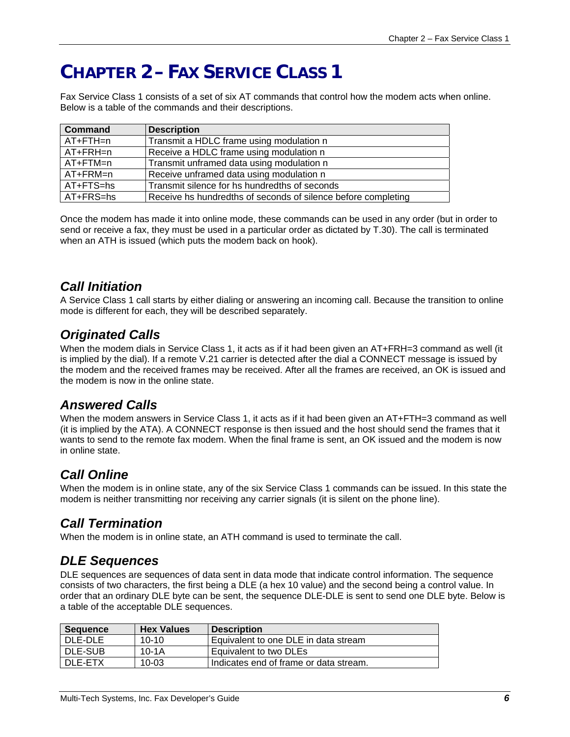# CHAPTER 2 – FAX SERVICE CLASS 1

Fax Service Class 1 consists of a set of six AT commands that control how the modem acts when online. Below is a table of the commands and their descriptions.

| Command | Description |
|---|---|
| AT+FTH=n | Transmit a HDLC frame using modulation n |
| AT+FRH=n | Receive a HDLC frame using modulation n |
| AT+FTM=n | Transmit unframed data using modulation n |
| AT+FRM=n | Receive unframed data using modulation n |
| AT+FTS=hs | Transmit silence for hs hundredths of seconds |
| AT+FRS=hs | Receive hs hundredths of seconds of silence before completing |

Once the modem has made it into online mode, these commands can be used in any order (but in order to send or receive a fax, they must be used in a particular order as dictated by T.30). The call is terminated when an ATH is issued (which puts the modem back on hook).

## *Call Initiation*

A Service Class 1 call starts by either dialing or answering an incoming call. Because the transition to online mode is different for each, they will be described separately.

## *Originated Calls*

When the modem dials in Service Class 1, it acts as if it had been given an AT+FRH=3 command as well (it is implied by the dial). If a remote V.21 carrier is detected after the dial a CONNECT message is issued by the modem and the received frames may be received. After all the frames are received, an OK is issued and the modem is now in the online state.

## *Answered Calls*

When the modem answers in Service Class 1, it acts as if it had been given an AT+FTH=3 command as well (it is implied by the ATA). A CONNECT response is then issued and the host should send the frames that it wants to send to the remote fax modem. When the final frame is sent, an OK issued and the modem is now in online state.

## *Call Online*

When the modem is in online state, any of the six Service Class 1 commands can be issued. In this state the modem is neither transmitting nor receiving any carrier signals (it is silent on the phone line).

## *Call Termination*

When the modem is in online state, an ATH command is used to terminate the call.

## *DLE Sequences*

DLE sequences are sequences of data sent in data mode that indicate control information. The sequence consists of two characters, the first being a DLE (a hex 10 value) and the second being a control value. In order that an ordinary DLE byte can be sent, the sequence DLE-DLE is sent to send one DLE byte. Below is a table of the acceptable DLE sequences.

| Sequence | Hex Values | Description |
|---|---|---|
| DLE-DLE | 10-10 | Equivalent to one DLE in data stream |
| DLE-SUB | 10-1A | Equivalent to two DLEs |
| DLE-ETX | 10-03 | Indicates end of frame or data stream. |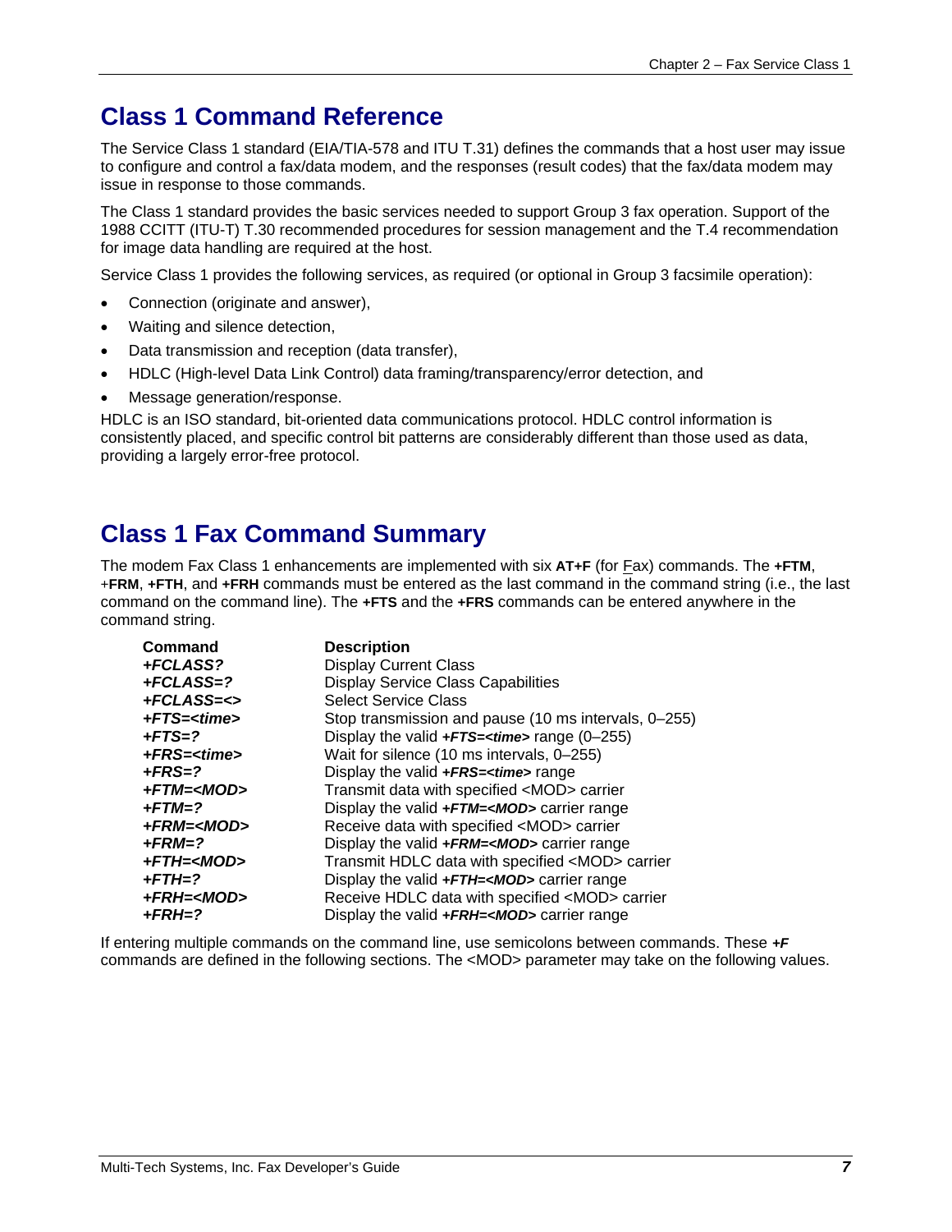## Class 1 Command Reference

The Service Class 1 standard (EIA/TIA-578 and ITU T.31) defines the commands that a host user may issue to configure and control a fax/data modem, and the responses (result codes) that the fax/data modem may issue in response to those commands.

The Class 1 standard provides the basic services needed to support Group 3 fax operation. Support of the 1988 CCITT (ITU-T) T.30 recommended procedures for session management and the T.4 recommendation for image data handling are required at the host.

Service Class 1 provides the following services, as required (or optional in Group 3 facsimile operation):

- Connection (originate and answer),
- Waiting and silence detection,
- Data transmission and reception (data transfer),
- HDLC (High-level Data Link Control) data framing/transparency/error detection, and
- Message generation/response.

HDLC is an ISO standard, bit-oriented data communications protocol. HDLC control information is consistently placed, and specific control bit patterns are considerably different than those used as data, providing a largely error-free protocol.

## Class 1 Fax Command Summary

The modem Fax Class 1 enhancements are implemented with six **AT+F** (for Fax) commands. The **+FTM**, +**FRM**, **+FTH**, and **+FRH** commands must be entered as the last command in the command string (i.e., the last command on the command line). The **+FTS** and the **+FRS** commands can be entered anywhere in the command string.

| Command | Description |
|---|---|
| ***+FCLASS?*** | Display Current Class |
| ***+FCLASS=?*** | Display Service Class Capabilities |
| ***+FCLASS=<>*** | Select Service Class |
| ***+FTS=<time>*** | Stop transmission and pause (10 ms intervals, 0–255) |
| ***+FTS=?*** | Display the valid ***+FTS=<time>*** range (0–255) |
| ***+FRS=<time>*** | Wait for silence (10 ms intervals, 0–255) |
| ***+FRS=?*** | Display the valid ***+FRS=<time>*** range |
| ***+FTM=<MOD>*** | Transmit data with specified <MOD> carrier |
| ***+FTM=?*** | Display the valid ***+FTM=<MOD>*** carrier range |
| ***+FRM=<MOD>*** | Receive data with specified <MOD> carrier |
| ***+FRM=?*** | Display the valid ***+FRM=<MOD>*** carrier range |
| ***+FTH=<MOD>*** | Transmit HDLC data with specified <MOD> carrier |
| ***+FTH=?*** | Display the valid ***+FTH=<MOD>*** carrier range |
| ***+FRH=<MOD>*** | Receive HDLC data with specified <MOD> carrier |
| ***+FRH=?*** | Display the valid ***+FRH=<MOD>*** carrier range |

If entering multiple commands on the command line, use semicolons between commands. These ***+F*** commands are defined in the following sections. The <MOD> parameter may take on the following values.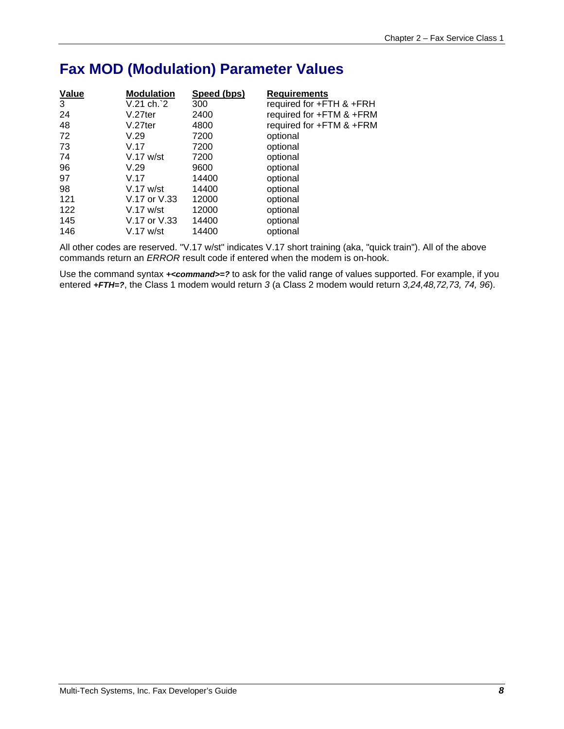## Fax MOD (Modulation) Parameter Values

| Value | Modulation | Speed (bps) | Requirements |
|---|---|---|---|
| 3 | V.21 ch.`2 | 300 | required for +FTH & +FRH |
| 24 | V.27ter | 2400 | required for +FTM & +FRM |
| 48 | V.27ter | 4800 | required for +FTM & +FRM |
| 72 | V.29 | 7200 | optional |
| 73 | V.17 | 7200 | optional |
| 74 | V.17 w/st | 7200 | optional |
| 96 | V.29 | 9600 | optional |
| 97 | V.17 | 14400 | optional |
| 98 | V.17 w/st | 14400 | optional |
| 121 | V.17 or V.33 | 12000 | optional |
| 122 | V.17 w/st | 12000 | optional |
| 145 | V.17 or V.33 | 14400 | optional |
| 146 | V.17 w/st | 14400 | optional |

All other codes are reserved. "V.17 w/st" indicates V.17 short training (aka, "quick train"). All of the above commands return an *ERROR* result code if entered when the modem is on-hook.

Use the command syntax ***+<command>=?*** to ask for the valid range of values supported. For example, if you entered ***+FTH=?***, the Class 1 modem would return *3* (a Class 2 modem would return *3,24,48,72,73, 74, 96*).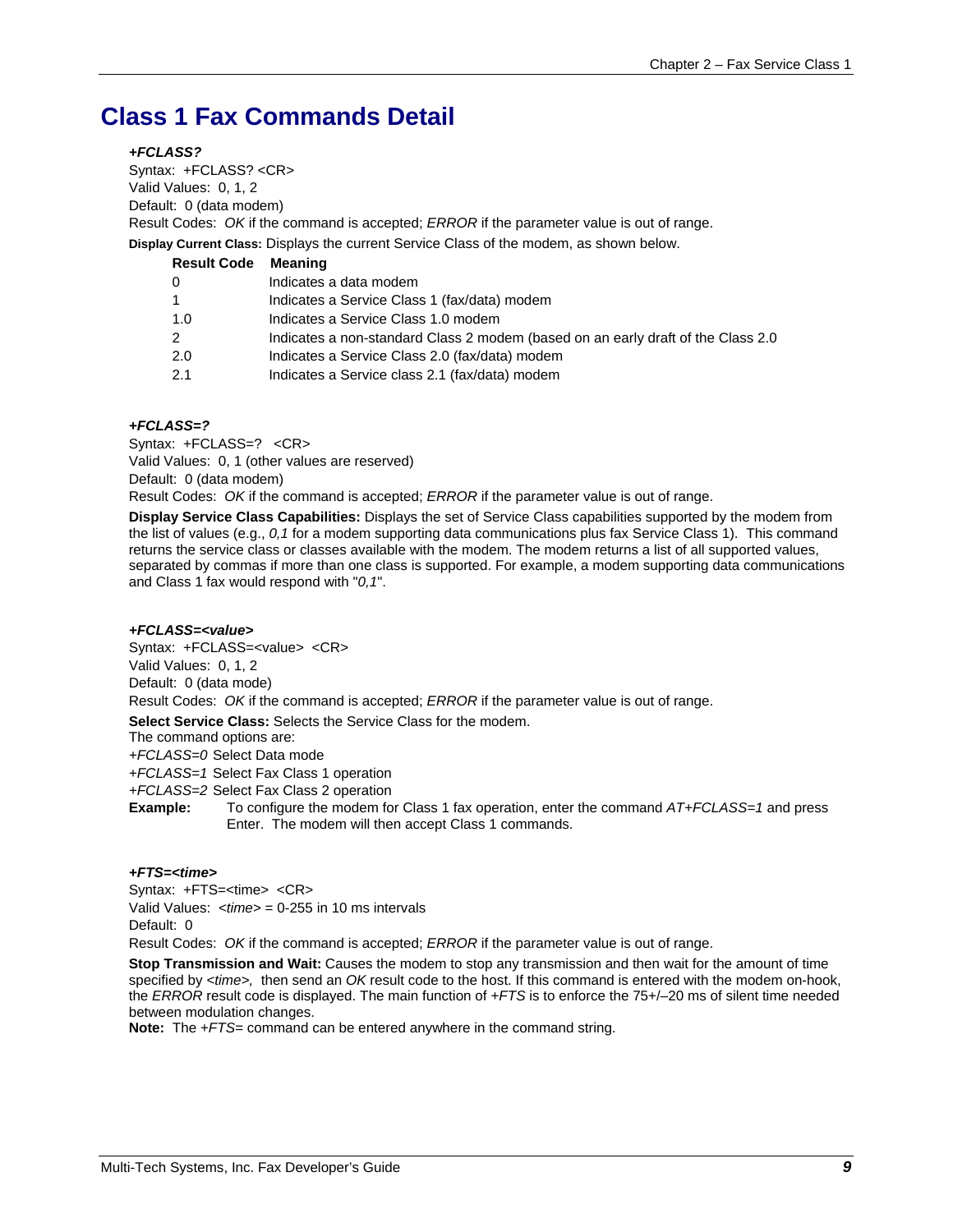# Class 1 Fax Commands Detail

***+FCLASS?***

Syntax: +FCLASS? <CR>
Valid Values: 0, 1, 2
Default: 0 (data modem)
Result Codes: *OK* if the command is accepted; *ERROR* if the parameter value is out of range.

**Display Current Class:** Displays the current Service Class of the modem, as shown below.

| Result Code | Meaning |
|---|---|
| 0 | Indicates a data modem |
| 1 | Indicates a Service Class 1 (fax/data) modem |
| 1.0 | Indicates a Service Class 1.0 modem |
| 2 | Indicates a non-standard Class 2 modem (based on an early draft of the Class 2.0 |
| 2.0 | Indicates a Service Class 2.0 (fax/data) modem |
| 2.1 | Indicates a Service class 2.1 (fax/data) modem |

***+FCLASS=?***

Syntax: +FCLASS=? <CR>
Valid Values: 0, 1 (other values are reserved)
Default: 0 (data modem)
Result Codes: *OK* if the command is accepted; *ERROR* if the parameter value is out of range.

**Display Service Class Capabilities:** Displays the set of Service Class capabilities supported by the modem from the list of values (e.g., *0,1* for a modem supporting data communications plus fax Service Class 1). This command returns the service class or classes available with the modem. The modem returns a list of all supported values, separated by commas if more than one class is supported. For example, a modem supporting data communications and Class 1 fax would respond with "*0,1*".

***+FCLASS=<value>***

Syntax: +FCLASS=<value> <CR>
Valid Values: 0, 1, 2
Default: 0 (data mode)
Result Codes: *OK* if the command is accepted; *ERROR* if the parameter value is out of range.

**Select Service Class:** Selects the Service Class for the modem.
The command options are:
*+FCLASS=0* Select Data mode
*+FCLASS=1* Select Fax Class 1 operation
*+FCLASS=2* Select Fax Class 2 operation

**Example:** To configure the modem for Class 1 fax operation, enter the command *AT+FCLASS=1* and press Enter. The modem will then accept Class 1 commands.

***+FTS=<time>***

Syntax: +FTS=<time> <CR>
Valid Values: *<time>* = 0-255 in 10 ms intervals
Default: 0
Result Codes: *OK* if the command is accepted; *ERROR* if the parameter value is out of range.

**Stop Transmission and Wait:** Causes the modem to stop any transmission and then wait for the amount of time specified by *<time>*, then send an *OK* result code to the host. If this command is entered with the modem on-hook, the *ERROR* result code is displayed. The main function of *+FTS* is to enforce the 75+/–20 ms of silent time needed between modulation changes.
**Note:** The *+FTS*= command can be entered anywhere in the command string.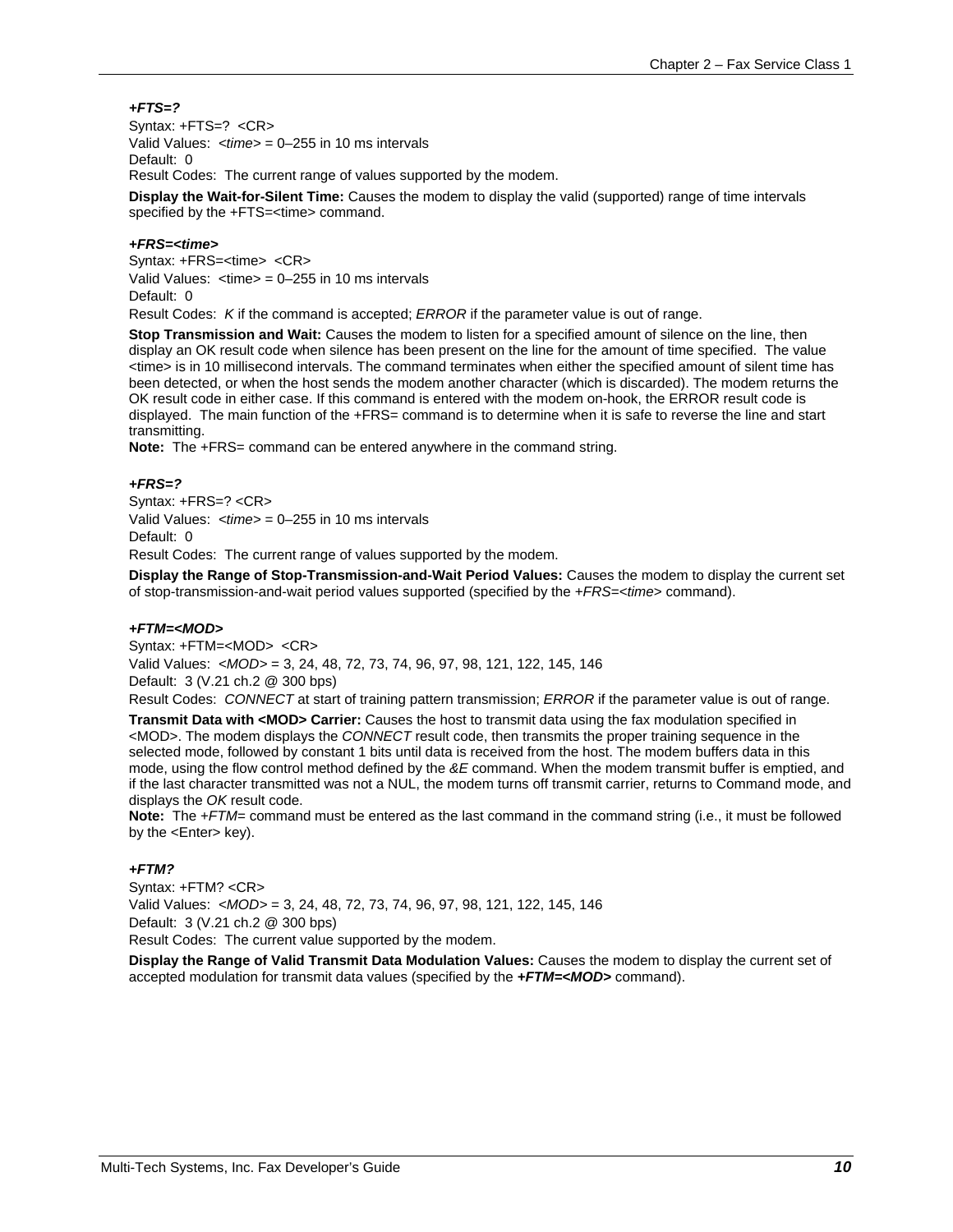### *+FTS=?*

Syntax: +FTS=? <CR>
Valid Values: *<time>* = 0–255 in 10 ms intervals
Default: 0
Result Codes: The current range of values supported by the modem.

**Display the Wait-for-Silent Time:** Causes the modem to display the valid (supported) range of time intervals specified by the +FTS=<time> command.

### *+FRS=<time>*

Syntax: +FRS=<time> <CR>
Valid Values: <time> = 0–255 in 10 ms intervals
Default: 0
Result Codes: *K* if the command is accepted; *ERROR* if the parameter value is out of range.

**Stop Transmission and Wait:** Causes the modem to listen for a specified amount of silence on the line, then display an OK result code when silence has been present on the line for the amount of time specified. The value <time> is in 10 millisecond intervals. The command terminates when either the specified amount of silent time has been detected, or when the host sends the modem another character (which is discarded). The modem returns the OK result code in either case. If this command is entered with the modem on-hook, the ERROR result code is displayed. The main function of the +FRS= command is to determine when it is safe to reverse the line and start transmitting.

**Note:** The +FRS= command can be entered anywhere in the command string.

### *+FRS=?*

Syntax: +FRS=? <CR>
Valid Values: *<time>* = 0–255 in 10 ms intervals
Default: 0
Result Codes: The current range of values supported by the modem.

**Display the Range of Stop-Transmission-and-Wait Period Values:** Causes the modem to display the current set of stop-transmission-and-wait period values supported (specified by the *+FRS=<time>* command).

### *+FTM=<MOD>*

Syntax: +FTM=<MOD> <CR>
Valid Values: *<MOD>* = 3, 24, 48, 72, 73, 74, 96, 97, 98, 121, 122, 145, 146
Default: 3 (V.21 ch.2 @ 300 bps)
Result Codes: *CONNECT* at start of training pattern transmission; *ERROR* if the parameter value is out of range.

**Transmit Data with <MOD> Carrier:** Causes the host to transmit data using the fax modulation specified in <MOD>. The modem displays the *CONNECT* result code, then transmits the proper training sequence in the selected mode, followed by constant 1 bits until data is received from the host. The modem buffers data in this mode, using the flow control method defined by the *&E* command. When the modem transmit buffer is emptied, and if the last character transmitted was not a NUL, the modem turns off transmit carrier, returns to Command mode, and displays the *OK* result code.

**Note:** The *+FTM=* command must be entered as the last command in the command string (i.e., it must be followed by the <Enter> key).

### *+FTM?*

Syntax: +FTM? <CR>
Valid Values: *<MOD>* = 3, 24, 48, 72, 73, 74, 96, 97, 98, 121, 122, 145, 146
Default: 3 (V.21 ch.2 @ 300 bps)
Result Codes: The current value supported by the modem.

**Display the Range of Valid Transmit Data Modulation Values:** Causes the modem to display the current set of accepted modulation for transmit data values (specified by the ***+FTM=<MOD>*** command).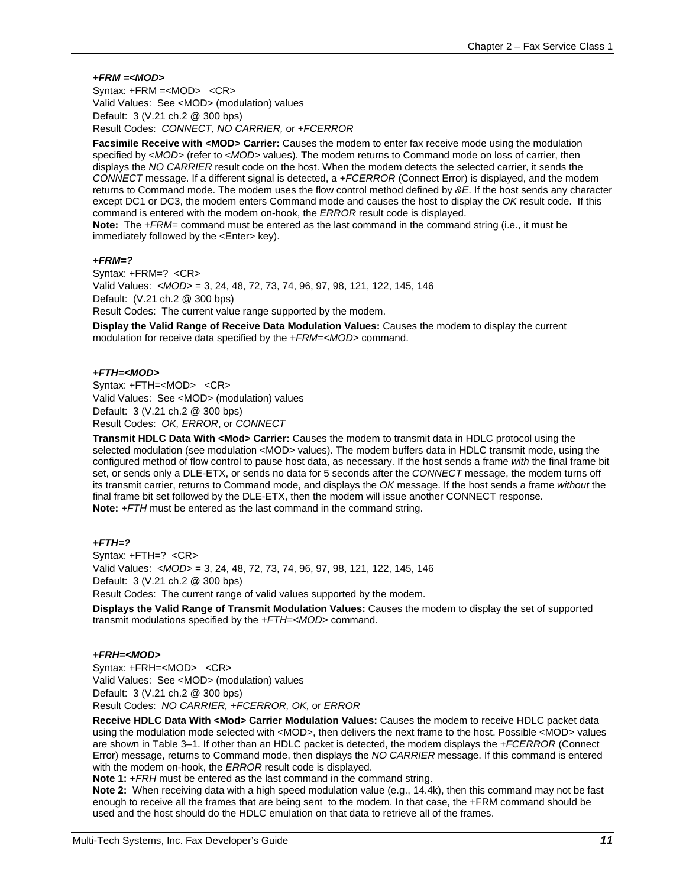### *+FRM =<MOD>*

Syntax: +FRM =<MOD> <CR>
Valid Values: See <MOD> (modulation) values
Default: 3 (V.21 ch.2 @ 300 bps)
Result Codes: *CONNECT, NO CARRIER,* or *+FCERROR*

**Facsimile Receive with <MOD> Carrier:** Causes the modem to enter fax receive mode using the modulation specified by *<MOD>* (refer to *<MOD>* values). The modem returns to Command mode on loss of carrier, then displays the *NO CARRIER* result code on the host. When the modem detects the selected carrier, it sends the *CONNECT* message. If a different signal is detected, a *+FCERROR* (Connect Error) is displayed, and the modem returns to Command mode. The modem uses the flow control method defined by *&E*. If the host sends any character except DC1 or DC3, the modem enters Command mode and causes the host to display the *OK* result code. If this command is entered with the modem on-hook, the *ERROR* result code is displayed.
**Note:** The *+FRM=* command must be entered as the last command in the command string (i.e., it must be immediately followed by the <Enter> key).

### *+FRM=?*

Syntax: +FRM=? <CR>
Valid Values: *<MOD>* = 3, 24, 48, 72, 73, 74, 96, 97, 98, 121, 122, 145, 146
Default: (V.21 ch.2 @ 300 bps)
Result Codes: The current value range supported by the modem.

**Display the Valid Range of Receive Data Modulation Values:** Causes the modem to display the current modulation for receive data specified by the *+FRM=<MOD>* command.

### *+FTH=<MOD>*

Syntax: +FTH=<MOD> <CR>
Valid Values: See <MOD> (modulation) values
Default: 3 (V.21 ch.2 @ 300 bps)
Result Codes: *OK, ERROR*, or *CONNECT*

**Transmit HDLC Data With <Mod> Carrier:** Causes the modem to transmit data in HDLC protocol using the selected modulation (see modulation <MOD> values). The modem buffers data in HDLC transmit mode, using the configured method of flow control to pause host data, as necessary. If the host sends a frame *with* the final frame bit set, or sends only a DLE-ETX, or sends no data for 5 seconds after the *CONNECT* message, the modem turns off its transmit carrier, returns to Command mode, and displays the *OK* message. If the host sends a frame *without* the final frame bit set followed by the DLE-ETX, then the modem will issue another CONNECT response.
**Note:** *+FTH* must be entered as the last command in the command string.

### *+FTH=?*

Syntax: +FTH=? <CR>
Valid Values: *<MOD>* = 3, 24, 48, 72, 73, 74, 96, 97, 98, 121, 122, 145, 146
Default: 3 (V.21 ch.2 @ 300 bps)
Result Codes: The current range of valid values supported by the modem.

**Displays the Valid Range of Transmit Modulation Values:** Causes the modem to display the set of supported transmit modulations specified by the *+FTH=<MOD>* command.

### *+FRH=<MOD>*

Syntax: +FRH=<MOD> <CR>
Valid Values: See <MOD> (modulation) values
Default: 3 (V.21 ch.2 @ 300 bps)
Result Codes: *NO CARRIER, +FCERROR, OK,* or *ERROR*

**Receive HDLC Data With <Mod> Carrier Modulation Values:** Causes the modem to receive HDLC packet data using the modulation mode selected with <MOD>, then delivers the next frame to the host. Possible <MOD> values are shown in Table 3–1. If other than an HDLC packet is detected, the modem displays the *+FCERROR* (Connect Error) message, returns to Command mode, then displays the *NO CARRIER* message. If this command is entered with the modem on-hook, the *ERROR* result code is displayed.
**Note 1:** *+FRH* must be entered as the last command in the command string.
**Note 2:** When receiving data with a high speed modulation value (e.g., 14.4k), then this command may not be fast enough to receive all the frames that are being sent to the modem. In that case, the +FRM command should be used and the host should do the HDLC emulation on that data to retrieve all of the frames.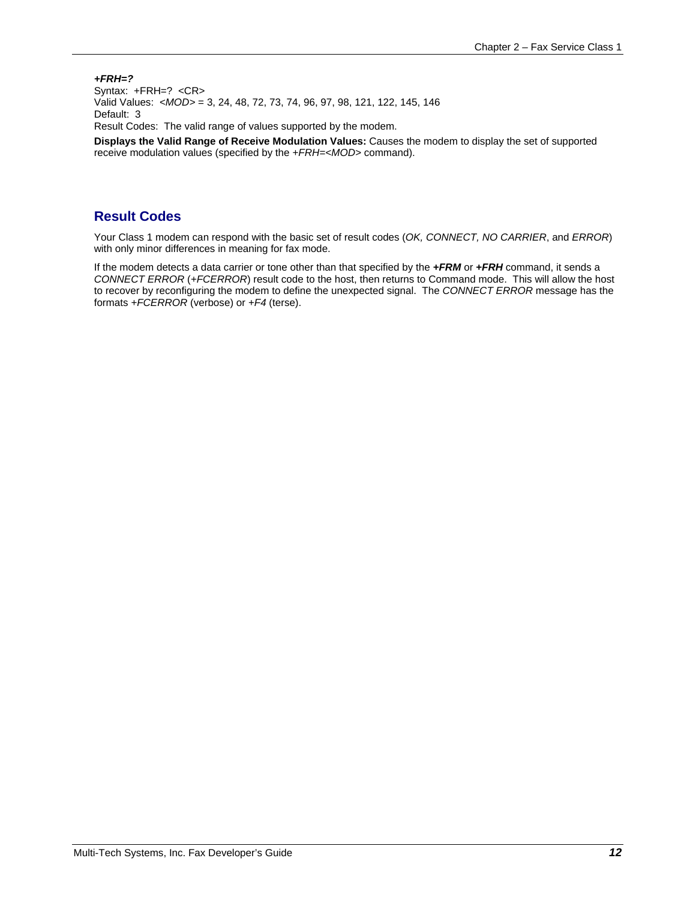***+FRH=?***

Syntax: +FRH=? <CR>
Valid Values: *<MOD>* = 3, 24, 48, 72, 73, 74, 96, 97, 98, 121, 122, 145, 146
Default: 3
Result Codes: The valid range of values supported by the modem.

**Displays the Valid Range of Receive Modulation Values:** Causes the modem to display the set of supported receive modulation values (specified by the *+FRH=<MOD>* command).

## Result Codes

Your Class 1 modem can respond with the basic set of result codes (*OK, CONNECT, NO CARRIER*, and *ERROR*) with only minor differences in meaning for fax mode.

If the modem detects a data carrier or tone other than that specified by the ***+FRM*** or ***+FRH*** command, it sends a *CONNECT ERROR* (*+FCERROR*) result code to the host, then returns to Command mode. This will allow the host to recover by reconfiguring the modem to define the unexpected signal. The *CONNECT ERROR* message has the formats *+FCERROR* (verbose) or *+F4* (terse).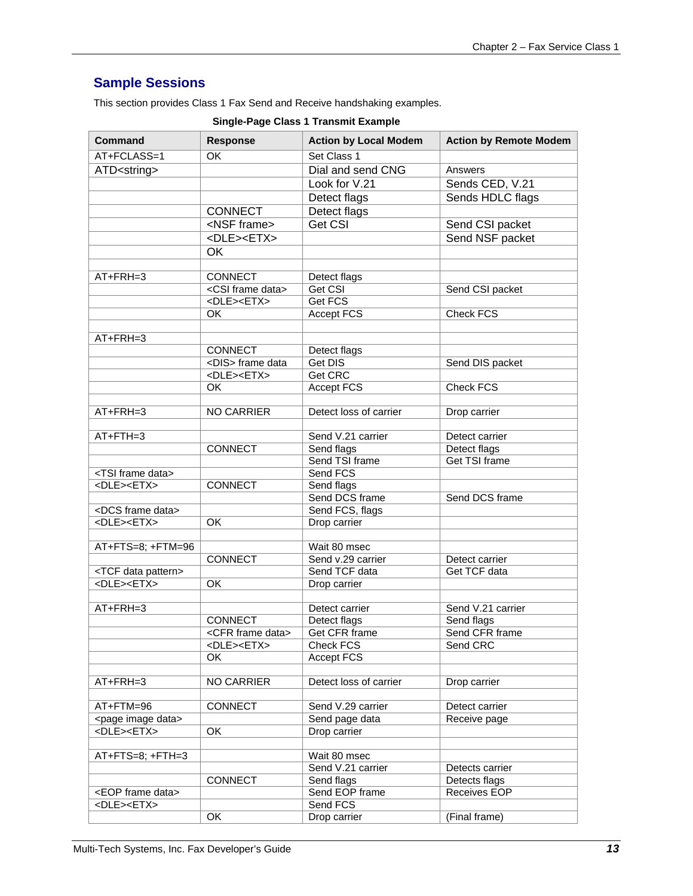## Sample Sessions

This section provides Class 1 Fax Send and Receive handshaking examples.

**Single-Page Class 1 Transmit Example**

| Command | Response | Action by Local Modem | Action by Remote Modem |
|---|---|---|---|
| AT+FCLASS=1 | OK | Set Class 1 | |
| ATD<string> | | Dial and send CNG | Answers |
| | | Look for V.21 | Sends CED, V.21 |
| | | Detect flags | Sends HDLC flags |
| | CONNECT | Detect flags | |
| | <NSF frame> | Get CSI | Send CSI packet |
| | <DLE><ETX> | | Send NSF packet |
| | OK | | |
| | | | |
| AT+FRH=3 | CONNECT | Detect flags | |
| | <CSI frame data> | Get CSI | Send CSI packet |
| | <DLE><ETX> | Get FCS | |
| | OK | Accept FCS | Check FCS |
| | | | |
| AT+FRH=3 | | | |
| | CONNECT | Detect flags | |
| | <DIS> frame data | Get DIS | Send DIS packet |
| | <DLE><ETX> | Get CRC | |
| | OK | Accept FCS | Check FCS |
| | | | |
| AT+FRH=3 | NO CARRIER | Detect loss of carrier | Drop carrier |
| | | | |
| AT+FTH=3 | | Send V.21 carrier | Detect carrier |
| | CONNECT | Send flags | Detect flags |
| | | Send TSI frame | Get TSI frame |
| <TSI frame data> | | Send FCS | |
| <DLE><ETX> | CONNECT | Send flags | |
| | | Send DCS frame | Send DCS frame |
| <DCS frame data> | | Send FCS, flags | |
| <DLE><ETX> | OK | Drop carrier | |
| | | | |
| AT+FTS=8; +FTM=96 | | Wait 80 msec | |
| | CONNECT | Send v.29 carrier | Detect carrier |
| <TCF data pattern> | | Send TCF data | Get TCF data |
| <DLE><ETX> | OK | Drop carrier | |
| | | | |
| AT+FRH=3 | | Detect carrier | Send V.21 carrier |
| | CONNECT | Detect flags | Send flags |
| | <CFR frame data> | Get CFR frame | Send CFR frame |
| | <DLE><ETX> | Check FCS | Send CRC |
| | OK | Accept FCS | |
| | | | |
| AT+FRH=3 | NO CARRIER | Detect loss of carrier | Drop carrier |
| | | | |
| AT+FTM=96 | CONNECT | Send V.29 carrier | Detect carrier |
| <page image data> | | Send page data | Receive page |
| <DLE><ETX> | OK | Drop carrier | |
| | | | |
| AT+FTS=8; +FTH=3 | | Wait 80 msec | |
| | | Send V.21 carrier | Detects carrier |
| | CONNECT | Send flags | Detects flags |
| <EOP frame data> | | Send EOP frame | Receives EOP |
| <DLE><ETX> | | Send FCS | |
| | OK | Drop carrier | (Final frame) |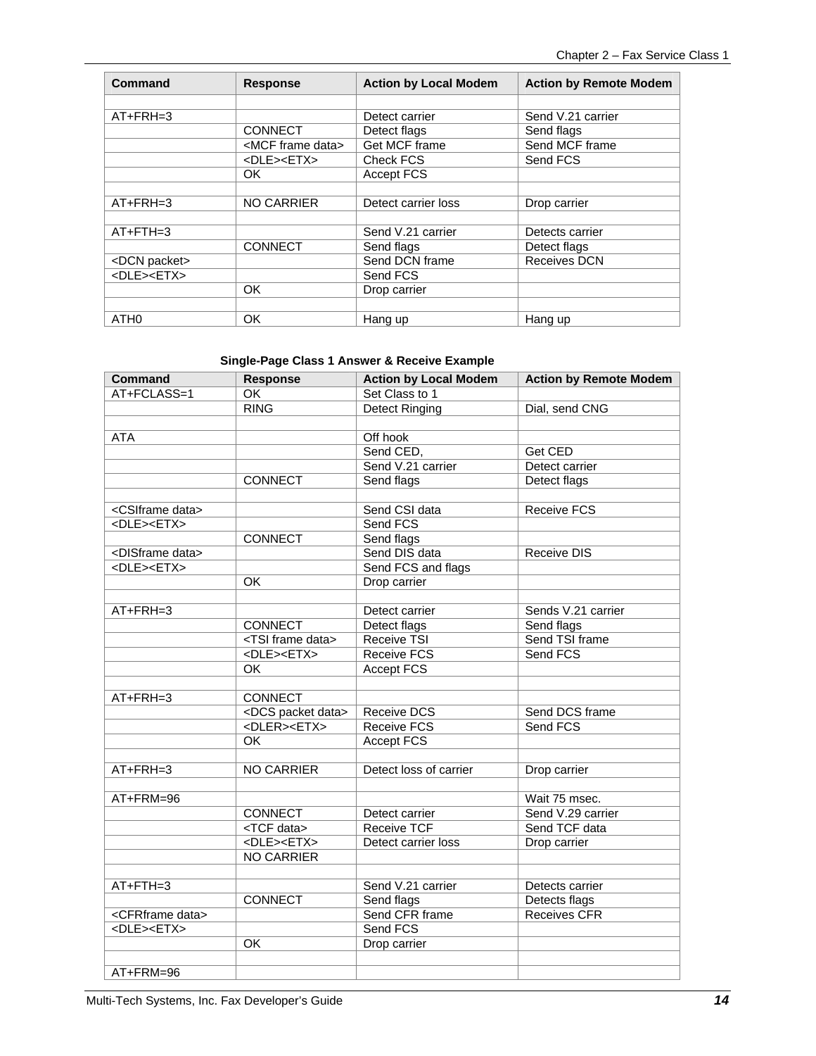| Command | Response | Action by Local Modem | Action by Remote Modem |
|---|---|---|---|
| | | | |
| AT+FRH=3 | | Detect carrier | Send V.21 carrier |
| | CONNECT | Detect flags | Send flags |
| | <MCF frame data> | Get MCF frame | Send MCF frame |
| | <DLE><ETX> | Check FCS | Send FCS |
| | OK | Accept FCS | |
| | | | |
| AT+FRH=3 | NO CARRIER | Detect carrier loss | Drop carrier |
| | | | |
| AT+FTH=3 | | Send V.21 carrier | Detects carrier |
| | CONNECT | Send flags | Detect flags |
| <DCN packet> | | Send DCN frame | Receives DCN |
| <DLE><ETX> | | Send FCS | |
| | OK | Drop carrier | |
| | | | |
| ATH0 | OK | Hang up | Hang up |

**Single-Page Class 1 Answer & Receive Example**

| Command | Response | Action by Local Modem | Action by Remote Modem |
|---|---|---|---|
| AT+FCLASS=1 | OK | Set Class to 1 | |
| | RING | Detect Ringing | Dial, send CNG |
| | | | |
| ATA | | Off hook | |
| | | Send CED, | Get CED |
| | | Send V.21 carrier | Detect carrier |
| | CONNECT | Send flags | Detect flags |
| | | | |
| <CSIframe data> | | Send CSI data | Receive FCS |
| <DLE><ETX> | | Send FCS | |
| | CONNECT | Send flags | |
| <DISframe data> | | Send DIS data | Receive DIS |
| <DLE><ETX> | | Send FCS and flags | |
| | OK | Drop carrier | |
| | | | |
| AT+FRH=3 | | Detect carrier | Sends V.21 carrier |
| | CONNECT | Detect flags | Send flags |
| | <TSI frame data> | Receive TSI | Send TSI frame |
| | <DLE><ETX> | Receive FCS | Send FCS |
| | OK | Accept FCS | |
| | | | |
| AT+FRH=3 | CONNECT | | |
| | <DCS packet data> | Receive DCS | Send DCS frame |
| | <DLER><ETX> | Receive FCS | Send FCS |
| | OK | Accept FCS | |
| | | | |
| AT+FRH=3 | NO CARRIER | Detect loss of carrier | Drop carrier |
| | | | |
| AT+FRM=96 | | | Wait 75 msec. |
| | CONNECT | Detect carrier | Send V.29 carrier |
| | <TCF data> | Receive TCF | Send TCF data |
| | <DLE><ETX> | Detect carrier loss | Drop carrier |
| | NO CARRIER | | |
| | | | |
| AT+FTH=3 | | Send V.21 carrier | Detects carrier |
| | CONNECT | Send flags | Detects flags |
| <CFRframe data> | | Send CFR frame | Receives CFR |
| <DLE><ETX> | | Send FCS | |
| | OK | Drop carrier | |
| | | | |
| AT+FRM=96 | | | |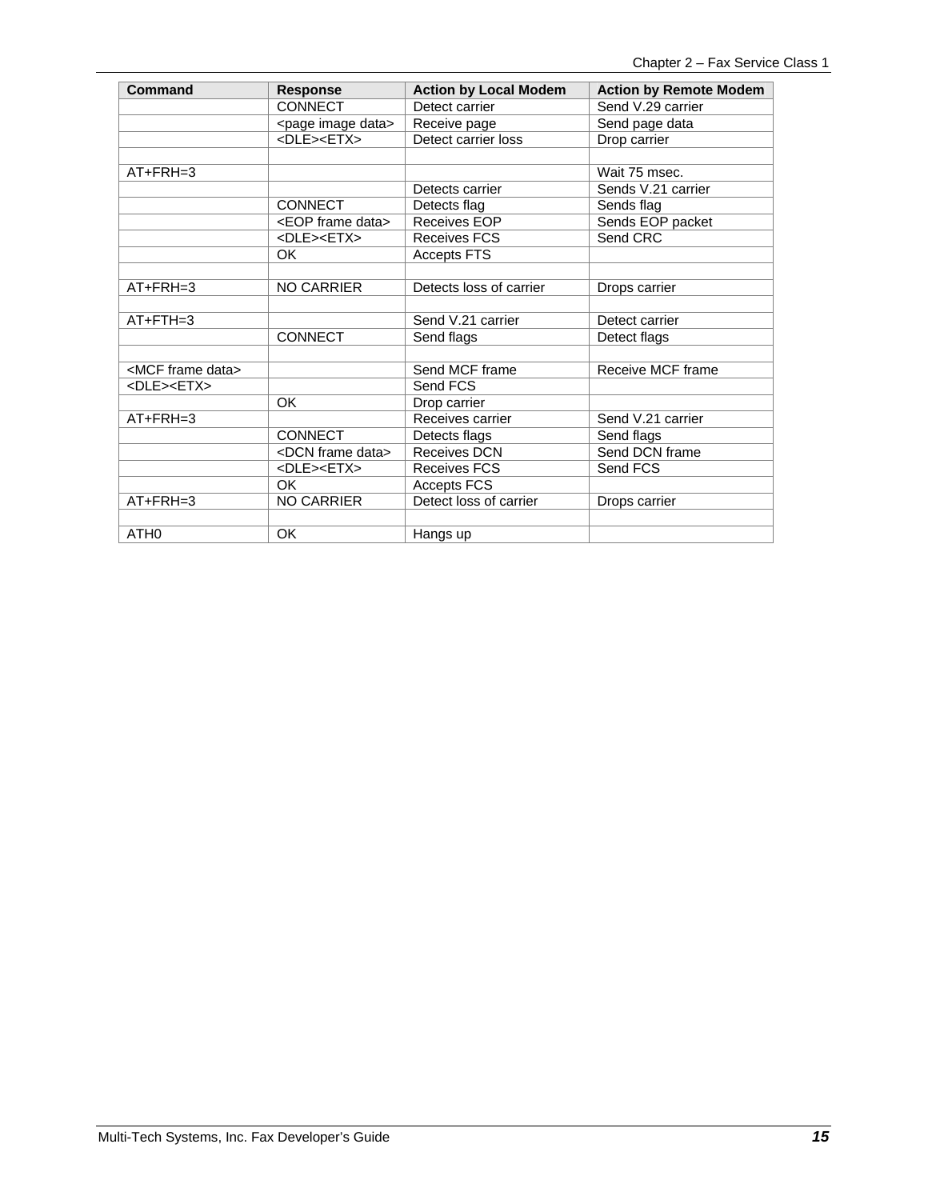| Command | Response | Action by Local Modem | Action by Remote Modem |
|---|---|---|---|
| | CONNECT | Detect carrier | Send V.29 carrier |
| | <page image data> | Receive page | Send page data |
| | <DLE><ETX> | Detect carrier loss | Drop carrier |
| | | | |
| AT+FRH=3 | | | Wait 75 msec. |
| | | Detects carrier | Sends V.21 carrier |
| | CONNECT | Detects flag | Sends flag |
| | <EOP frame data> | Receives EOP | Sends EOP packet |
| | <DLE><ETX> | Receives FCS | Send CRC |
| | OK | Accepts FTS | |
| | | | |
| AT+FRH=3 | NO CARRIER | Detects loss of carrier | Drops carrier |
| | | | |
| AT+FTH=3 | | Send V.21 carrier | Detect carrier |
| | CONNECT | Send flags | Detect flags |
| | | | |
| <MCF frame data> | | Send MCF frame | Receive MCF frame |
| <DLE><ETX> | | Send FCS | |
| | OK | Drop carrier | |
| AT+FRH=3 | | Receives carrier | Send V.21 carrier |
| | CONNECT | Detects flags | Send flags |
| | <DCN frame data> | Receives DCN | Send DCN frame |
| | <DLE><ETX> | Receives FCS | Send FCS |
| | OK | Accepts FCS | |
| AT+FRH=3 | NO CARRIER | Detect loss of carrier | Drops carrier |
| | | | |
| ATH0 | OK | Hangs up | |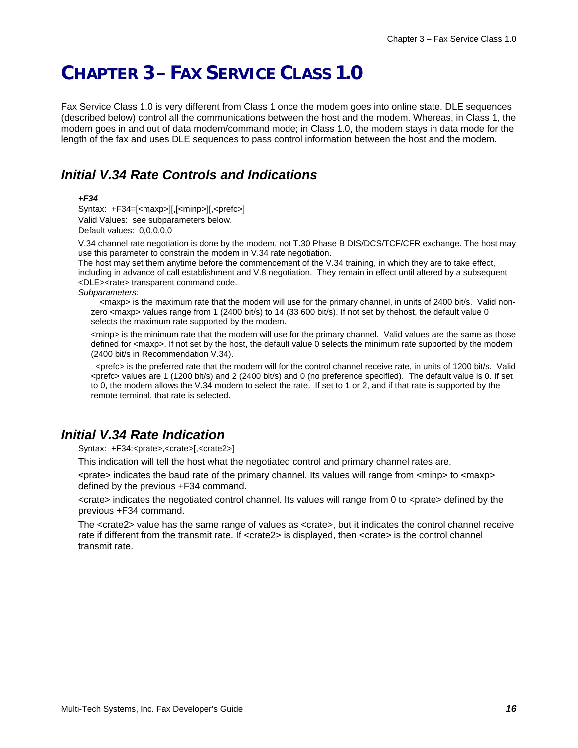# CHAPTER 3 – FAX SERVICE CLASS 1.0

Fax Service Class 1.0 is very different from Class 1 once the modem goes into online state. DLE sequences (described below) control all the communications between the host and the modem. Whereas, in Class 1, the modem goes in and out of data modem/command mode; in Class 1.0, the modem stays in data mode for the length of the fax and uses DLE sequences to pass control information between the host and the modem.

## Initial V.34 Rate Controls and Indications

***+F34***

Syntax: +F34=[<maxp>][,[<minp>][,<prefc>]

Valid Values: see subparameters below.

Default values: 0,0,0,0,0

V.34 channel rate negotiation is done by the modem, not T.30 Phase B DIS/DCS/TCF/CFR exchange. The host may use this parameter to constrain the modem in V.34 rate negotiation.

The host may set them anytime before the commencement of the V.34 training, in which they are to take effect, including in advance of call establishment and V.8 negotiation. They remain in effect until altered by a subsequent <DLE><rate> transparent command code.

*Subparameters:*

<maxp> is the maximum rate that the modem will use for the primary channel, in units of 2400 bit/s. Valid non-zero <maxp> values range from 1 (2400 bit/s) to 14 (33 600 bit/s). If not set by thehost, the default value 0 selects the maximum rate supported by the modem.

<minp> is the minimum rate that the modem will use for the primary channel. Valid values are the same as those defined for <maxp>. If not set by the host, the default value 0 selects the minimum rate supported by the modem (2400 bit/s in Recommendation V.34).

<prefc> is the preferred rate that the modem will for the control channel receive rate, in units of 1200 bit/s. Valid <prefc> values are 1 (1200 bit/s) and 2 (2400 bit/s) and 0 (no preference specified). The default value is 0. If set to 0, the modem allows the V.34 modem to select the rate. If set to 1 or 2, and if that rate is supported by the remote terminal, that rate is selected.

## Initial V.34 Rate Indication

Syntax: +F34:<prate>,<crate>[,<crate2>]

This indication will tell the host what the negotiated control and primary channel rates are.

<prate> indicates the baud rate of the primary channel. Its values will range from <minp> to <maxp> defined by the previous +F34 command.

<crate> indicates the negotiated control channel. Its values will range from 0 to <prate> defined by the previous +F34 command.

The <crate2> value has the same range of values as <crate>, but it indicates the control channel receive rate if different from the transmit rate. If <crate2> is displayed, then <crate> is the control channel transmit rate.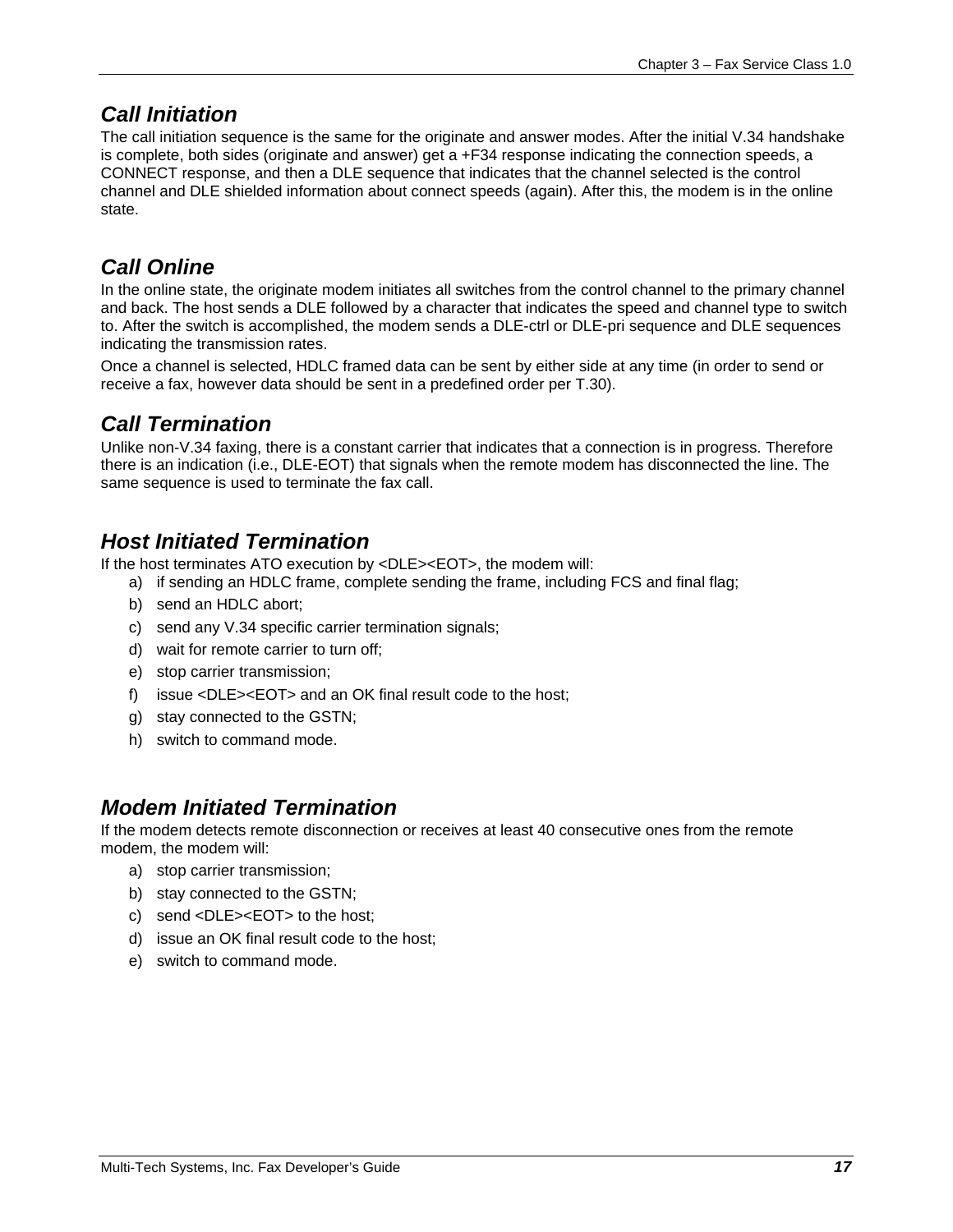## Call Initiation

The call initiation sequence is the same for the originate and answer modes. After the initial V.34 handshake is complete, both sides (originate and answer) get a +F34 response indicating the connection speeds, a CONNECT response, and then a DLE sequence that indicates that the channel selected is the control channel and DLE shielded information about connect speeds (again). After this, the modem is in the online state.

## Call Online

In the online state, the originate modem initiates all switches from the control channel to the primary channel and back. The host sends a DLE followed by a character that indicates the speed and channel type to switch to. After the switch is accomplished, the modem sends a DLE-ctrl or DLE-pri sequence and DLE sequences indicating the transmission rates.

Once a channel is selected, HDLC framed data can be sent by either side at any time (in order to send or receive a fax, however data should be sent in a predefined order per T.30).

## Call Termination

Unlike non-V.34 faxing, there is a constant carrier that indicates that a connection is in progress. Therefore there is an indication (i.e., DLE-EOT) that signals when the remote modem has disconnected the line. The same sequence is used to terminate the fax call.

## Host Initiated Termination

If the host terminates ATO execution by <DLE><EOT>, the modem will:

a) if sending an HDLC frame, complete sending the frame, including FCS and final flag;
b) send an HDLC abort;
c) send any V.34 specific carrier termination signals;
d) wait for remote carrier to turn off;
e) stop carrier transmission;
f) issue <DLE><EOT> and an OK final result code to the host;
g) stay connected to the GSTN;
h) switch to command mode.

## Modem Initiated Termination

If the modem detects remote disconnection or receives at least 40 consecutive ones from the remote modem, the modem will:

a) stop carrier transmission;
b) stay connected to the GSTN;
c) send <DLE><EOT> to the host;
d) issue an OK final result code to the host;
e) switch to command mode.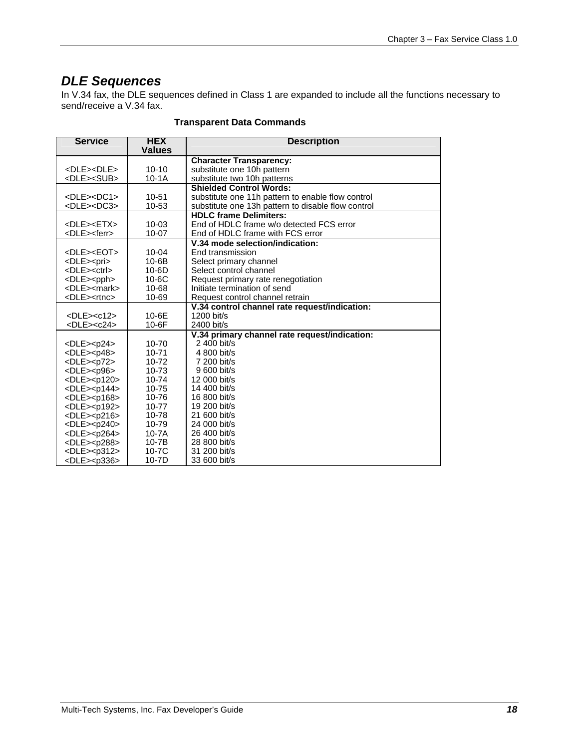## *DLE Sequences*

In V.34 fax, the DLE sequences defined in Class 1 are expanded to include all the functions necessary to send/receive a V.34 fax.

**Transparent Data Commands**

| Service | HEX Values | Description |
|---|---|---|
| | | **Character Transparency:** |
| <DLE><DLE> | 10-10 | substitute one 10h pattern |
| <DLE><SUB> | 10-1A | substitute two 10h patterns |
| | | **Shielded Control Words:** |
| <DLE><DC1> | 10-51 | substitute one 11h pattern to enable flow control |
| <DLE><DC3> | 10-53 | substitute one 13h pattern to disable flow control |
| | | **HDLC frame Delimiters:** |
| <DLE><ETX> | 10-03 | End of HDLC frame w/o detected FCS error |
| <DLE><ferr> | 10-07 | End of HDLC frame with FCS error |
| | | **V.34 mode selection/indication:** |
| <DLE><EOT> | 10-04 | End transmission |
| <DLE><pri> | 10-6B | Select primary channel |
| <DLE><ctrl> | 10-6D | Select control channel |
| <DLE><pph> | 10-6C | Request primary rate renegotiation |
| <DLE><mark> | 10-68 | Initiate termination of send |
| <DLE><rtnc> | 10-69 | Request control channel retrain |
| | | **V.34 control channel rate request/indication:** |
| <DLE><c12> | 10-6E | 1200 bit/s |
| <DLE><c24> | 10-6F | 2400 bit/s |
| | | **V.34 primary channel rate request/indication:** |
| <DLE><p24> | 10-70 | 2 400 bit/s |
| <DLE><p48> | 10-71 | 4 800 bit/s |
| <DLE><p72> | 10-72 | 7 200 bit/s |
| <DLE><p96> | 10-73 | 9 600 bit/s |
| <DLE><p120> | 10-74 | 12 000 bit/s |
| <DLE><p144> | 10-75 | 14 400 bit/s |
| <DLE><p168> | 10-76 | 16 800 bit/s |
| <DLE><p192> | 10-77 | 19 200 bit/s |
| <DLE><p216> | 10-78 | 21 600 bit/s |
| <DLE><p240> | 10-79 | 24 000 bit/s |
| <DLE><p264> | 10-7A | 26 400 bit/s |
| <DLE><p288> | 10-7B | 28 800 bit/s |
| <DLE><p312> | 10-7C | 31 200 bit/s |
| <DLE><p336> | 10-7D | 33 600 bit/s |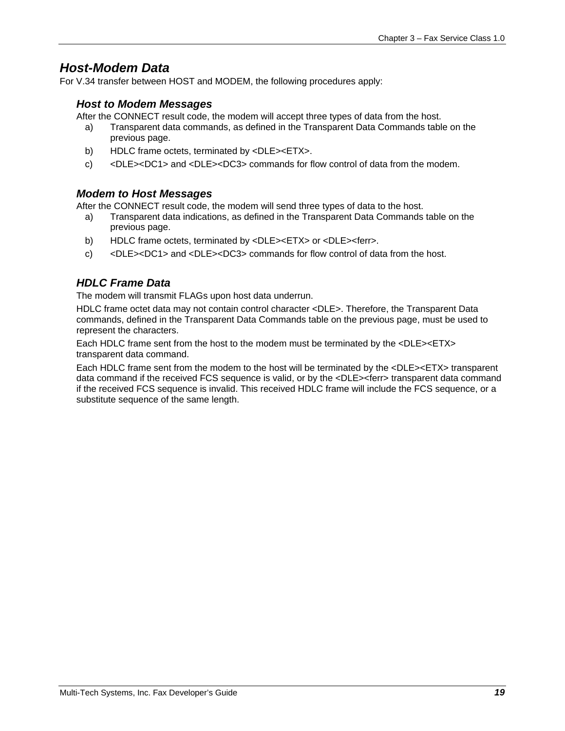## *Host-Modem Data*

For V.34 transfer between HOST and MODEM, the following procedures apply:

### *Host to Modem Messages*

After the CONNECT result code, the modem will accept three types of data from the host.

a) Transparent data commands, as defined in the Transparent Data Commands table on the previous page.

b) HDLC frame octets, terminated by <DLE><ETX>.

c) <DLE><DC1> and <DLE><DC3> commands for flow control of data from the modem.

### *Modem to Host Messages*

After the CONNECT result code, the modem will send three types of data to the host.

a) Transparent data indications, as defined in the Transparent Data Commands table on the previous page.

b) HDLC frame octets, terminated by <DLE><ETX> or <DLE><ferr>.

c) <DLE><DC1> and <DLE><DC3> commands for flow control of data from the host.

### *HDLC Frame Data*

The modem will transmit FLAGs upon host data underrun.

HDLC frame octet data may not contain control character <DLE>. Therefore, the Transparent Data commands, defined in the Transparent Data Commands table on the previous page, must be used to represent the characters.

Each HDLC frame sent from the host to the modem must be terminated by the <DLE><ETX> transparent data command.

Each HDLC frame sent from the modem to the host will be terminated by the <DLE><ETX> transparent data command if the received FCS sequence is valid, or by the <DLE><ferr> transparent data command if the received FCS sequence is invalid. This received HDLC frame will include the FCS sequence, or a substitute sequence of the same length.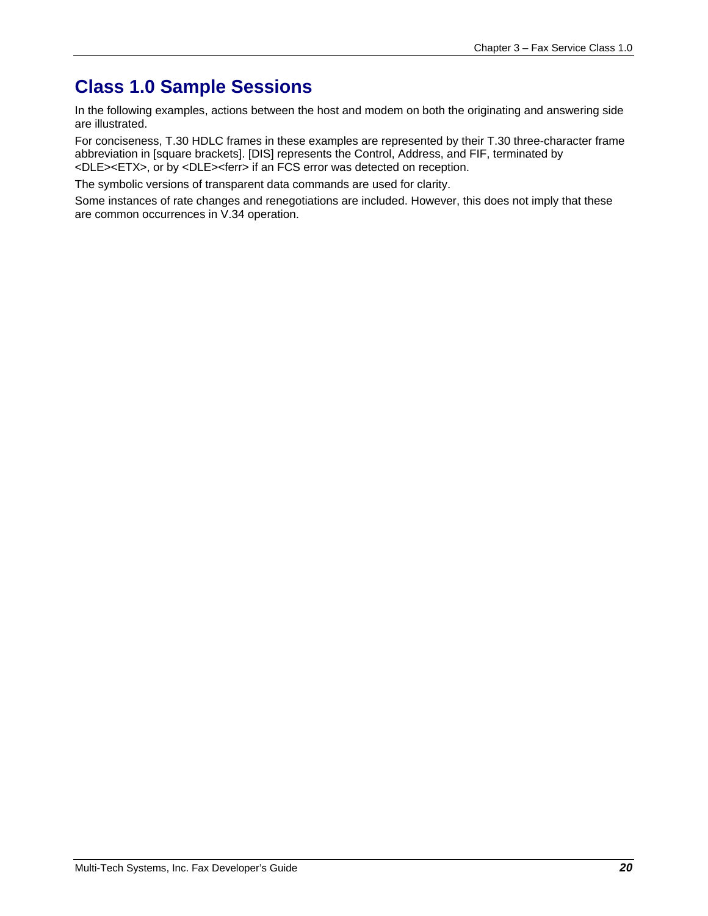# Class 1.0 Sample Sessions

In the following examples, actions between the host and modem on both the originating and answering side are illustrated.

For conciseness, T.30 HDLC frames in these examples are represented by their T.30 three-character frame abbreviation in [square brackets]. [DIS] represents the Control, Address, and FIF, terminated by <DLE><ETX>, or by <DLE><ferr> if an FCS error was detected on reception.

The symbolic versions of transparent data commands are used for clarity.

Some instances of rate changes and renegotiations are included. However, this does not imply that these are common occurrences in V.34 operation.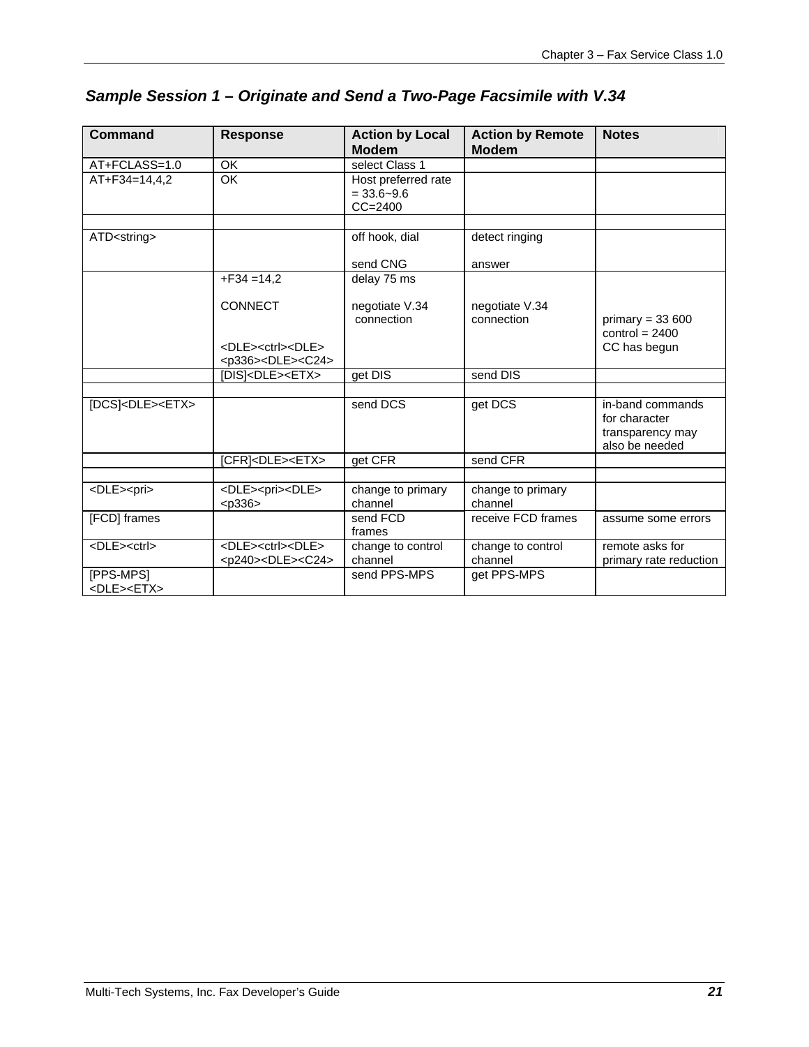## Sample Session 1 – Originate and Send a Two-Page Facsimile with V.34

| Command | Response | Action by Local Modem | Action by Remote Modem | Notes |
|---|---|---|---|---|
| AT+FCLASS=1.0 | OK | select Class 1 | | |
| AT+F34=14,4,2 | OK | Host preferred rate = 33.6~9.6 CC=2400 | | |
| | | | | |
| ATD<string> | | off hook, dial<br><br>send CNG | detect ringing<br><br>answer | |
| | +F34 =14,2<br><br>CONNECT<br><br><br><DLE><ctrl><DLE><p336><DLE><C24> | delay 75 ms<br><br>negotiate V.34 connection | <br><br>negotiate V.34 connection | <br><br><br>primary = 33 600<br>control = 2400<br>CC has begun |
| | [DIS]<DLE><ETX> | get DIS | send DIS | |
| | | | | |
| [DCS]<DLE><ETX> | | send DCS | get DCS | in-band commands for character transparency may also be needed |
| | [CFR]<DLE><ETX> | get CFR | send CFR | |
| | | | | |
| <DLE><pri> | <DLE><pri><DLE><p336> | change to primary channel | change to primary channel | |
| [FCD] frames | | send FCD frames | receive FCD frames | assume some errors |
| <DLE><ctrl> | <DLE><ctrl><DLE><p240><DLE><C24> | change to control channel | change to control channel | remote asks for primary rate reduction |
| [PPS-MPS]<DLE><ETX> | | send PPS-MPS | get PPS-MPS | |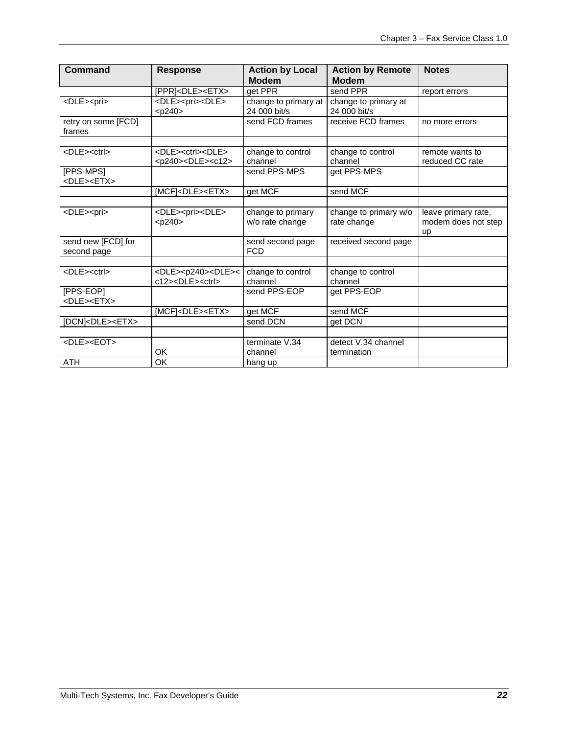| Command | Response | Action by Local Modem | Action by Remote Modem | Notes |
|---|---|---|---|---|
| | [PPR]<DLE><ETX> | get PPR | send PPR | report errors |
| <DLE><pri> | <DLE><pri><DLE><p240> | change to primary at 24 000 bit/s | change to primary at 24 000 bit/s | |
| retry on some [FCD] frames | | send FCD frames | receive FCD frames | no more errors |
| | | | | |
| <DLE><ctrl> | <DLE><ctrl><DLE><p240><DLE><c12> | change to control channel | change to control channel | remote wants to reduced CC rate |
| [PPS-MPS]<DLE><ETX> | | send PPS-MPS | get PPS-MPS | |
| | [MCF]<DLE><ETX> | get MCF | send MCF | |
| | | | | |
| <DLE><pri> | <DLE><pri><DLE><p240> | change to primary w/o rate change | change to primary w/o rate change | leave primary rate, modem does not step up |
| send new [FCD] for second page | | send second page FCD | received second page | |
| | | | | |
| <DLE><ctrl> | <DLE><p240><DLE><c12><DLE><ctrl> | change to control channel | change to control channel | |
| [PPS-EOP]<DLE><ETX> | | send PPS-EOP | get PPS-EOP | |
| | [MCF]<DLE><ETX> | get MCF | send MCF | |
| [DCN]<DLE><ETX> | | send DCN | get DCN | |
| | | | | |
| <DLE><EOT> | OK | terminate V.34 channel | detect V.34 channel termination | |
| ATH | OK | hang up | | |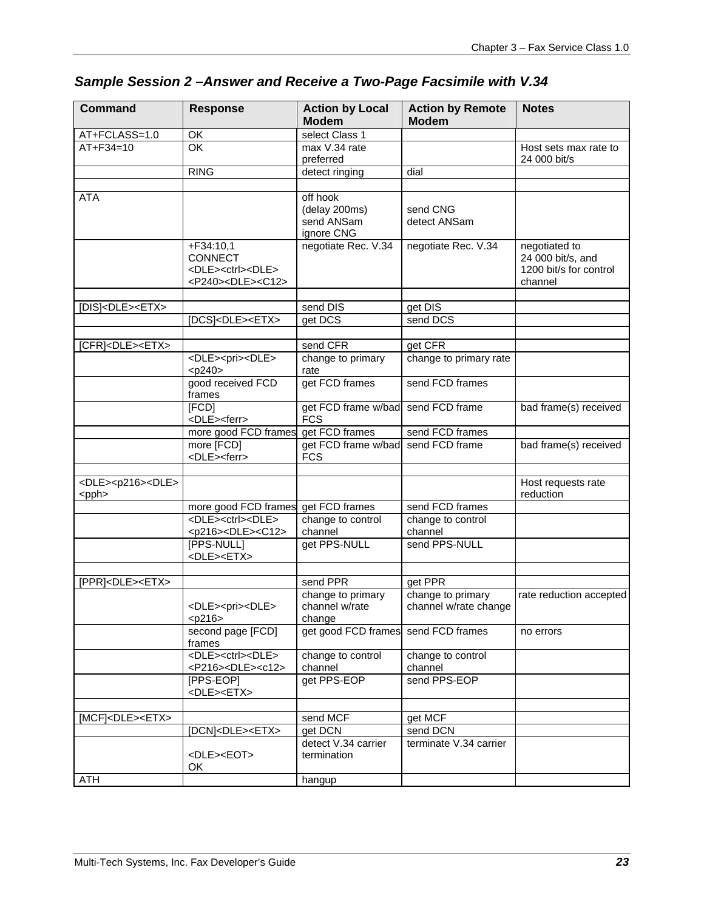## *Sample Session 2 –Answer and Receive a Two-Page Facsimile with V.34*

| Command | Response | Action by Local Modem | Action by Remote Modem | Notes |
|---|---|---|---|---|
| AT+FCLASS=1.0 | OK | select Class 1 | | |
| AT+F34=10 | OK | max V.34 rate preferred | | Host sets max rate to 24 000 bit/s |
| | RING | detect ringing | dial | |
| | | | | |
| ATA | | off hook (delay 200ms) send ANSam ignore CNG | send CNG detect ANSam | |
| | +F34:10,1 CONNECT <DLE><ctrl><DLE><P240><DLE><C12> | negotiate Rec. V.34 | negotiate Rec. V.34 | negotiated to 24 000 bit/s, and 1200 bit/s for control channel |
| | | | | |
| [DIS]<DLE><ETX> | | send DIS | get DIS | |
| | [DCS]<DLE><ETX> | get DCS | send DCS | |
| | | | | |
| [CFR]<DLE><ETX> | | send CFR | get CFR | |
| | <DLE><pri><DLE><p240> | change to primary rate | change to primary rate | |
| | good received FCD frames | get FCD frames | send FCD frames | |
| | [FCD] <DLE><ferr> | get FCD frame w/bad FCS | send FCD frame | bad frame(s) received |
| | more good FCD frames | get FCD frames | send FCD frames | |
| | more [FCD] <DLE><ferr> | get FCD frame w/bad FCS | send FCD frame | bad frame(s) received |
| | | | | |
| <DLE><p216><DLE><pph> | | | | Host requests rate reduction |
| | more good FCD frames | get FCD frames | send FCD frames | |
| | <DLE><ctrl><DLE><p216><DLE><C12> | change to control channel | change to control channel | |
| | [PPS-NULL] <DLE><ETX> | get PPS-NULL | send PPS-NULL | |
| | | | | |
| [PPR]<DLE><ETX> | | send PPR | get PPR | |
| | <DLE><pri><DLE><p216> | change to primary channel w/rate change | change to primary channel w/rate change | rate reduction accepted |
| | second page [FCD] frames | get good FCD frames | send FCD frames | no errors |
| | <DLE><ctrl><DLE><P216><DLE><c12> | change to control channel | change to control channel | |
| | [PPS-EOP] <DLE><ETX> | get PPS-EOP | send PPS-EOP | |
| | | | | |
| [MCF]<DLE><ETX> | | send MCF | get MCF | |
| | [DCN]<DLE><ETX> | get DCN | send DCN | |
| | <DLE><EOT> OK | detect V.34 carrier termination | terminate V.34 carrier | |
| ATH | | hangup | | |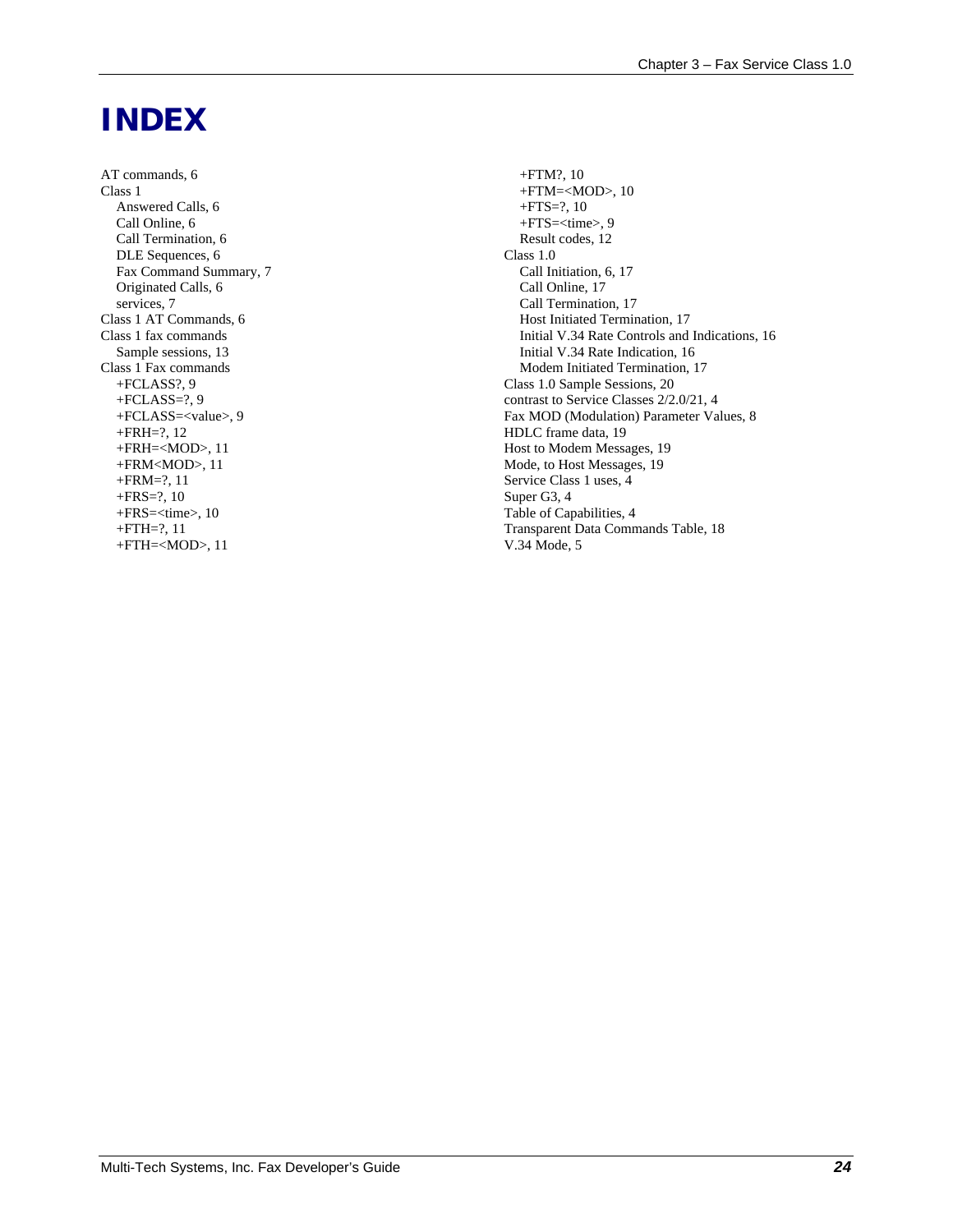# INDEX

AT commands, 6
Class 1
  Answered Calls, 6
  Call Online, 6
  Call Termination, 6
  DLE Sequences, 6
  Fax Command Summary, 7
  Originated Calls, 6
  services, 7
Class 1 AT Commands, 6
Class 1 fax commands
  Sample sessions, 13
Class 1 Fax commands
  +FCLASS?, 9
  +FCLASS=?, 9
  +FCLASS=<value>, 9
  +FRH=?, 12
  +FRH=<MOD>, 11
  +FRM<MOD>, 11
  +FRM=?, 11
  +FRS=?, 10
  +FRS=<time>, 10
  +FTH=?, 11
  +FTH=<MOD>, 11
  +FTM?, 10
  +FTM=<MOD>, 10
  +FTS=?, 10
  +FTS=<time>, 9
  Result codes, 12
Class 1.0
  Call Initiation, 6, 17
  Call Online, 17
  Call Termination, 17
  Host Initiated Termination, 17
  Initial V.34 Rate Controls and Indications, 16
  Initial V.34 Rate Indication, 16
  Modem Initiated Termination, 17
Class 1.0 Sample Sessions, 20
contrast to Service Classes 2/2.0/21, 4
Fax MOD (Modulation) Parameter Values, 8
HDLC frame data, 19
Host to Modem Messages, 19
Mode, to Host Messages, 19
Service Class 1 uses, 4
Super G3, 4
Table of Capabilities, 4
Transparent Data Commands Table, 18
V.34 Mode, 5